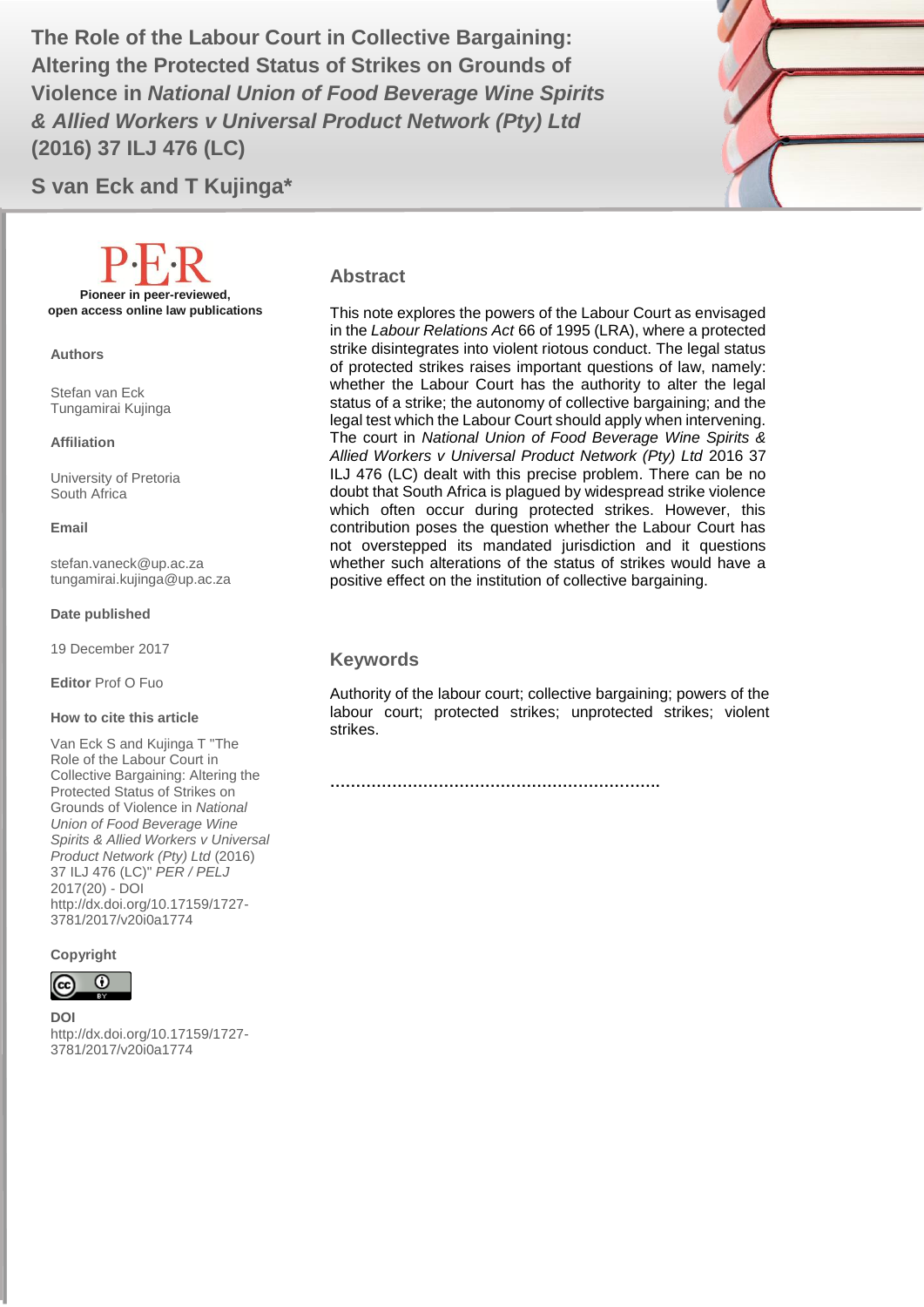# The Role of the Labour Court in Collective Bargaining: Altering the Protected Status of Strikes on Grounds of Violence in *National Union of Food Beverage Wine Spirits & Allied Workers v Universal Product Network (Pty) Ltd* (2016) 37 ILJ 476 (LC)

**S van Eck and T Kujinga***

P·E·R

**Pioneer in peer-reviewed, open access online law publications**

**Authors**

Stefan van Eck
Tungamirai Kujinga

**Affiliation**

University of Pretoria
South Africa

**Email**

stefan.vaneck@up.ac.za
tungamirai.kujinga@up.ac.za

**Date published**

19 December 2017

**Editor** Prof O Fuo

**How to cite this article**

Van Eck S and Kujinga T "The Role of the Labour Court in Collective Bargaining: Altering the Protected Status of Strikes on Grounds of Violence in *National Union of Food Beverage Wine Spirits & Allied Workers v Universal Product Network (Pty) Ltd* (2016) 37 ILJ 476 (LC)" *PER / PELJ* 2017(20) - DOI http://dx.doi.org/10.17159/1727-3781/2017/v20i0a1774

**Copyright**

**DOI**
http://dx.doi.org/10.17159/1727-3781/2017/v20i0a1774

## Abstract

This note explores the powers of the Labour Court as envisaged in the *Labour Relations Act* 66 of 1995 (LRA), where a protected strike disintegrates into violent riotous conduct. The legal status of protected strikes raises important questions of law, namely: whether the Labour Court has the authority to alter the legal status of a strike; the autonomy of collective bargaining; and the legal test which the Labour Court should apply when intervening. The court in *National Union of Food Beverage Wine Spirits & Allied Workers v Universal Product Network (Pty) Ltd* 2016 37 ILJ 476 (LC) dealt with this precise problem. There can be no doubt that South Africa is plagued by widespread strike violence which often occur during protected strikes. However, this contribution poses the question whether the Labour Court has not overstepped its mandated jurisdiction and it questions whether such alterations of the status of strikes would have a positive effect on the institution of collective bargaining.

## Keywords

Authority of the labour court; collective bargaining; powers of the labour court; protected strikes; unprotected strikes; violent strikes.

……………………………………………………….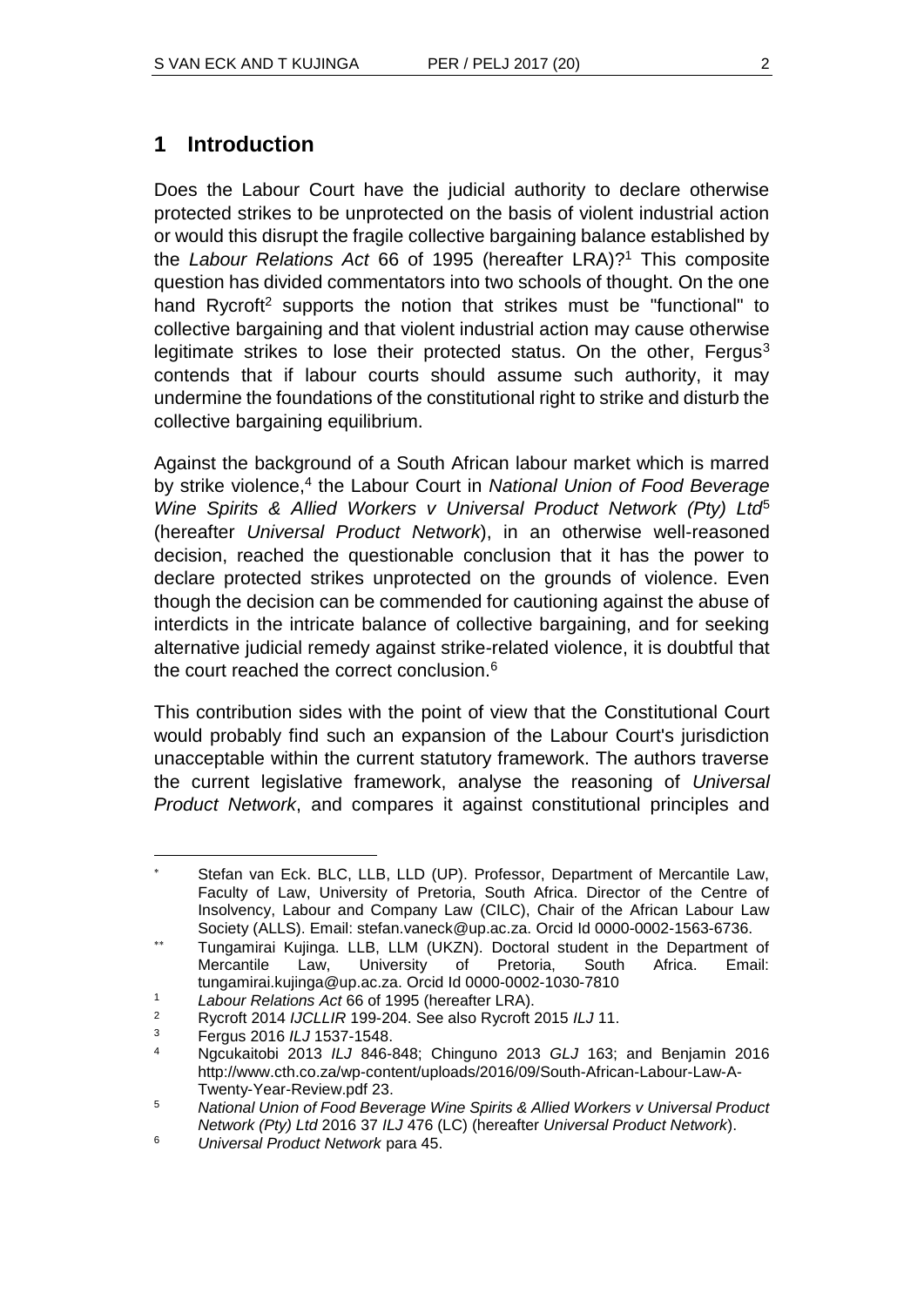## 1 Introduction

Does the Labour Court have the judicial authority to declare otherwise protected strikes to be unprotected on the basis of violent industrial action or would this disrupt the fragile collective bargaining balance established by the *Labour Relations Act* 66 of 1995 (hereafter LRA)?[1] This composite question has divided commentators into two schools of thought. On the one hand Rycroft[2] supports the notion that strikes must be "functional" to collective bargaining and that violent industrial action may cause otherwise legitimate strikes to lose their protected status. On the other, Fergus[3] contends that if labour courts should assume such authority, it may undermine the foundations of the constitutional right to strike and disturb the collective bargaining equilibrium.

Against the background of a South African labour market which is marred by strike violence,[4] the Labour Court in *National Union of Food Beverage Wine Spirits & Allied Workers v Universal Product Network (Pty) Ltd*[5] (hereafter *Universal Product Network*), in an otherwise well-reasoned decision, reached the questionable conclusion that it has the power to declare protected strikes unprotected on the grounds of violence. Even though the decision can be commended for cautioning against the abuse of interdicts in the intricate balance of collective bargaining, and for seeking alternative judicial remedy against strike-related violence, it is doubtful that the court reached the correct conclusion.[6]

This contribution sides with the point of view that the Constitutional Court would probably find such an expansion of the Labour Court's jurisdiction unacceptable within the current statutory framework. The authors traverse the current legislative framework, analyse the reasoning of *Universal Product Network*, and compares it against constitutional principles and

---

\* Stefan van Eck. BLC, LLB, LLD (UP). Professor, Department of Mercantile Law, Faculty of Law, University of Pretoria, South Africa. Director of the Centre of Insolvency, Labour and Company Law (CILC), Chair of the African Labour Law Society (ALLS). Email: stefan.vaneck@up.ac.za. Orcid Id 0000-0002-1563-6736.

\*\* Tungamirai Kujinga. LLB, LLM (UKZN). Doctoral student in the Department of Mercantile Law, University of Pretoria, South Africa. Email: tungamirai.kujinga@up.ac.za. Orcid Id 0000-0002-1030-7810

[1] *Labour Relations Act* 66 of 1995 (hereafter LRA).

[2] Rycroft 2014 *IJCLLIR* 199-204. See also Rycroft 2015 *ILJ* 11.

[3] Fergus 2016 *ILJ* 1537-1548.

[4] Ngcukaitobi 2013 *ILJ* 846-848; Chinguno 2013 *GLJ* 163; and Benjamin 2016 http://www.cth.co.za/wp-content/uploads/2016/09/South-African-Labour-Law-A-Twenty-Year-Review.pdf 23.

[5] *National Union of Food Beverage Wine Spirits & Allied Workers v Universal Product Network (Pty) Ltd* 2016 37 *ILJ* 476 (LC) (hereafter *Universal Product Network*).

[6] *Universal Product Network* para 45.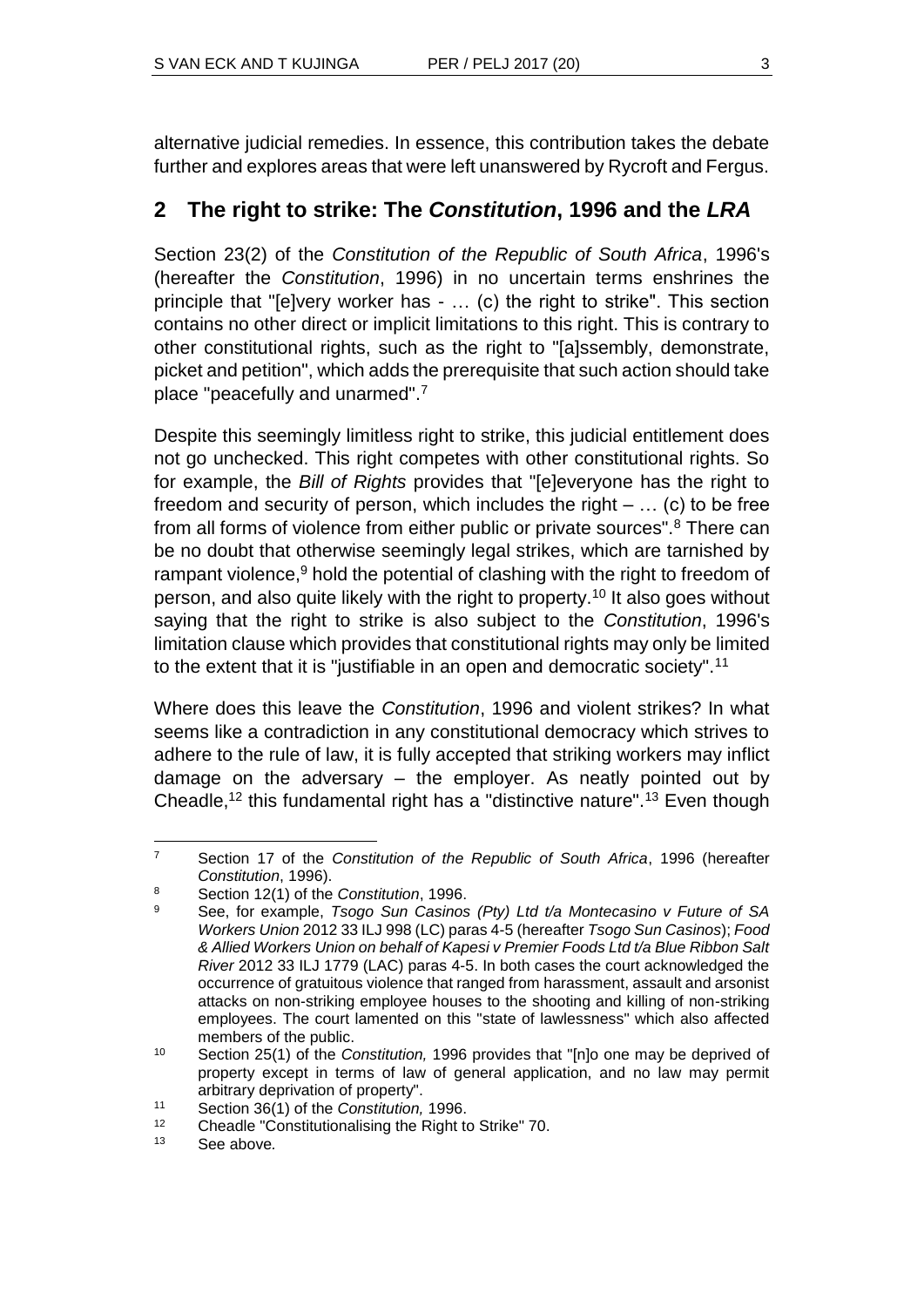alternative judicial remedies. In essence, this contribution takes the debate further and explores areas that were left unanswered by Rycroft and Fergus.

## 2 The right to strike: The *Constitution*, 1996 and the *LRA*

Section 23(2) of the *Constitution of the Republic of South Africa*, 1996's (hereafter the *Constitution*, 1996) in no uncertain terms enshrines the principle that "[e]very worker has - … (c) the right to strike". This section contains no other direct or implicit limitations to this right. This is contrary to other constitutional rights, such as the right to "[a]ssembly, demonstrate, picket and petition", which adds the prerequisite that such action should take place "peacefully and unarmed".[7]

Despite this seemingly limitless right to strike, this judicial entitlement does not go unchecked. This right competes with other constitutional rights. So for example, the *Bill of Rights* provides that "[e]everyone has the right to freedom and security of person, which includes the right – … (c) to be free from all forms of violence from either public or private sources".[8] There can be no doubt that otherwise seemingly legal strikes, which are tarnished by rampant violence,[9] hold the potential of clashing with the right to freedom of person, and also quite likely with the right to property.[10] It also goes without saying that the right to strike is also subject to the *Constitution*, 1996's limitation clause which provides that constitutional rights may only be limited to the extent that it is "justifiable in an open and democratic society".[11]

Where does this leave the *Constitution*, 1996 and violent strikes? In what seems like a contradiction in any constitutional democracy which strives to adhere to the rule of law, it is fully accepted that striking workers may inflict damage on the adversary – the employer. As neatly pointed out by Cheadle,[12] this fundamental right has a "distinctive nature".[13] Even though

---

[7] Section 17 of the *Constitution of the Republic of South Africa*, 1996 (hereafter *Constitution*, 1996).

[8] Section 12(1) of the *Constitution*, 1996.

[9] See, for example, *Tsogo Sun Casinos (Pty) Ltd t/a Montecasino v Future of SA Workers Union* 2012 33 ILJ 998 (LC) paras 4-5 (hereafter *Tsogo Sun Casinos*); *Food & Allied Workers Union on behalf of Kapesi v Premier Foods Ltd t/a Blue Ribbon Salt River* 2012 33 ILJ 1779 (LAC) paras 4-5. In both cases the court acknowledged the occurrence of gratuitous violence that ranged from harassment, assault and arsonist attacks on non-striking employee houses to the shooting and killing of non-striking employees. The court lamented on this "state of lawlessness" which also affected members of the public.

[10] Section 25(1) of the *Constitution,* 1996 provides that "[n]o one may be deprived of property except in terms of law of general application, and no law may permit arbitrary deprivation of property".

[11] Section 36(1) of the *Constitution,* 1996.

[12] Cheadle "Constitutionalising the Right to Strike" 70.

[13] See above*.*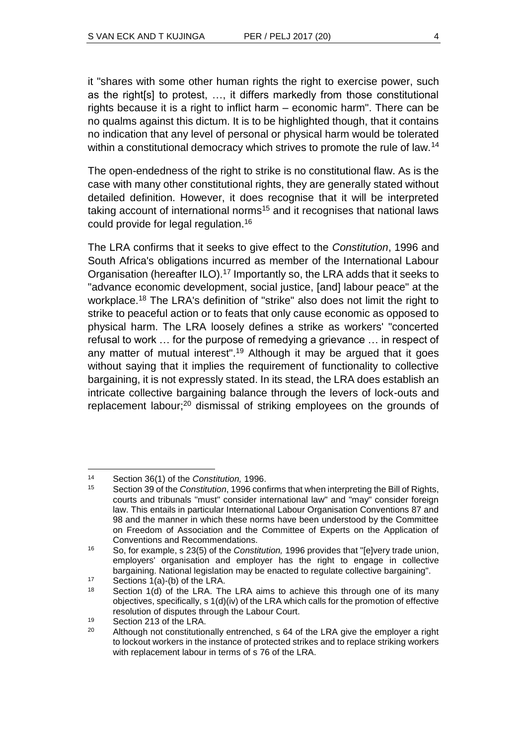it "shares with some other human rights the right to exercise power, such as the right[s] to protest, …, it differs markedly from those constitutional rights because it is a right to inflict harm – economic harm". There can be no qualms against this dictum. It is to be highlighted though, that it contains no indication that any level of personal or physical harm would be tolerated within a constitutional democracy which strives to promote the rule of law.[14]

The open-endedness of the right to strike is no constitutional flaw. As is the case with many other constitutional rights, they are generally stated without detailed definition. However, it does recognise that it will be interpreted taking account of international norms[15] and it recognises that national laws could provide for legal regulation.[16]

The LRA confirms that it seeks to give effect to the *Constitution*, 1996 and South Africa's obligations incurred as member of the International Labour Organisation (hereafter ILO).[17] Importantly so, the LRA adds that it seeks to "advance economic development, social justice, [and] labour peace" at the workplace.[18] The LRA's definition of "strike" also does not limit the right to strike to peaceful action or to feats that only cause economic as opposed to physical harm. The LRA loosely defines a strike as workers' "concerted refusal to work … for the purpose of remedying a grievance … in respect of any matter of mutual interest".[19] Although it may be argued that it goes without saying that it implies the requirement of functionality to collective bargaining, it is not expressly stated. In its stead, the LRA does establish an intricate collective bargaining balance through the levers of lock-outs and replacement labour;[20] dismissal of striking employees on the grounds of

---

14 Section 36(1) of the *Constitution,* 1996.

15 Section 39 of the *Constitution*, 1996 confirms that when interpreting the Bill of Rights, courts and tribunals "must" consider international law" and "may" consider foreign law. This entails in particular International Labour Organisation Conventions 87 and 98 and the manner in which these norms have been understood by the Committee on Freedom of Association and the Committee of Experts on the Application of Conventions and Recommendations.

16 So, for example, s 23(5) of the *Constitution,* 1996 provides that "[e]very trade union, employers' organisation and employer has the right to engage in collective bargaining. National legislation may be enacted to regulate collective bargaining".

17 Sections 1(a)-(b) of the LRA.

18 Section 1(d) of the LRA. The LRA aims to achieve this through one of its many objectives, specifically, s 1(d)(iv) of the LRA which calls for the promotion of effective resolution of disputes through the Labour Court.

19 Section 213 of the LRA.

20 Although not constitutionally entrenched, s 64 of the LRA give the employer a right to lockout workers in the instance of protected strikes and to replace striking workers with replacement labour in terms of s 76 of the LRA.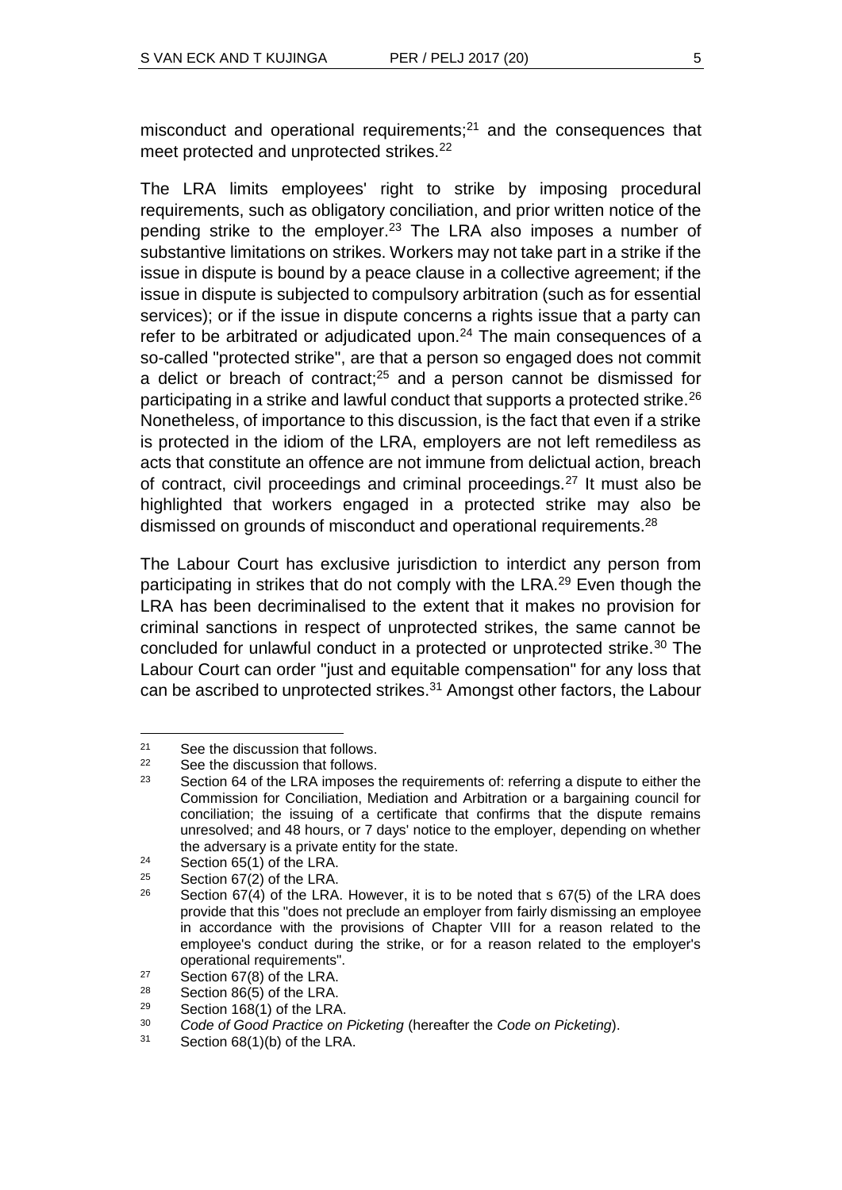misconduct and operational requirements;[21] and the consequences that meet protected and unprotected strikes.[22]

The LRA limits employees' right to strike by imposing procedural requirements, such as obligatory conciliation, and prior written notice of the pending strike to the employer.[23] The LRA also imposes a number of substantive limitations on strikes. Workers may not take part in a strike if the issue in dispute is bound by a peace clause in a collective agreement; if the issue in dispute is subjected to compulsory arbitration (such as for essential services); or if the issue in dispute concerns a rights issue that a party can refer to be arbitrated or adjudicated upon.[24] The main consequences of a so-called "protected strike", are that a person so engaged does not commit a delict or breach of contract;[25] and a person cannot be dismissed for participating in a strike and lawful conduct that supports a protected strike.[26] Nonetheless, of importance to this discussion, is the fact that even if a strike is protected in the idiom of the LRA, employers are not left remediless as acts that constitute an offence are not immune from delictual action, breach of contract, civil proceedings and criminal proceedings.[27] It must also be highlighted that workers engaged in a protected strike may also be dismissed on grounds of misconduct and operational requirements.[28]

The Labour Court has exclusive jurisdiction to interdict any person from participating in strikes that do not comply with the LRA.[29] Even though the LRA has been decriminalised to the extent that it makes no provision for criminal sanctions in respect of unprotected strikes, the same cannot be concluded for unlawful conduct in a protected or unprotected strike.[30] The Labour Court can order "just and equitable compensation" for any loss that can be ascribed to unprotected strikes.[31] Amongst other factors, the Labour

---

21 See the discussion that follows.

22 See the discussion that follows.

23 Section 64 of the LRA imposes the requirements of: referring a dispute to either the Commission for Conciliation, Mediation and Arbitration or a bargaining council for conciliation; the issuing of a certificate that confirms that the dispute remains unresolved; and 48 hours, or 7 days' notice to the employer, depending on whether the adversary is a private entity for the state.

24 Section 65(1) of the LRA.

25 Section 67(2) of the LRA.

26 Section 67(4) of the LRA. However, it is to be noted that s 67(5) of the LRA does provide that this "does not preclude an employer from fairly dismissing an employee in accordance with the provisions of Chapter VIII for a reason related to the employee's conduct during the strike, or for a reason related to the employer's operational requirements".

27 Section 67(8) of the LRA.

28 Section 86(5) of the LRA.

29 Section 168(1) of the LRA.

30 *Code of Good Practice on Picketing* (hereafter the *Code on Picketing*).

31 Section 68(1)(b) of the LRA.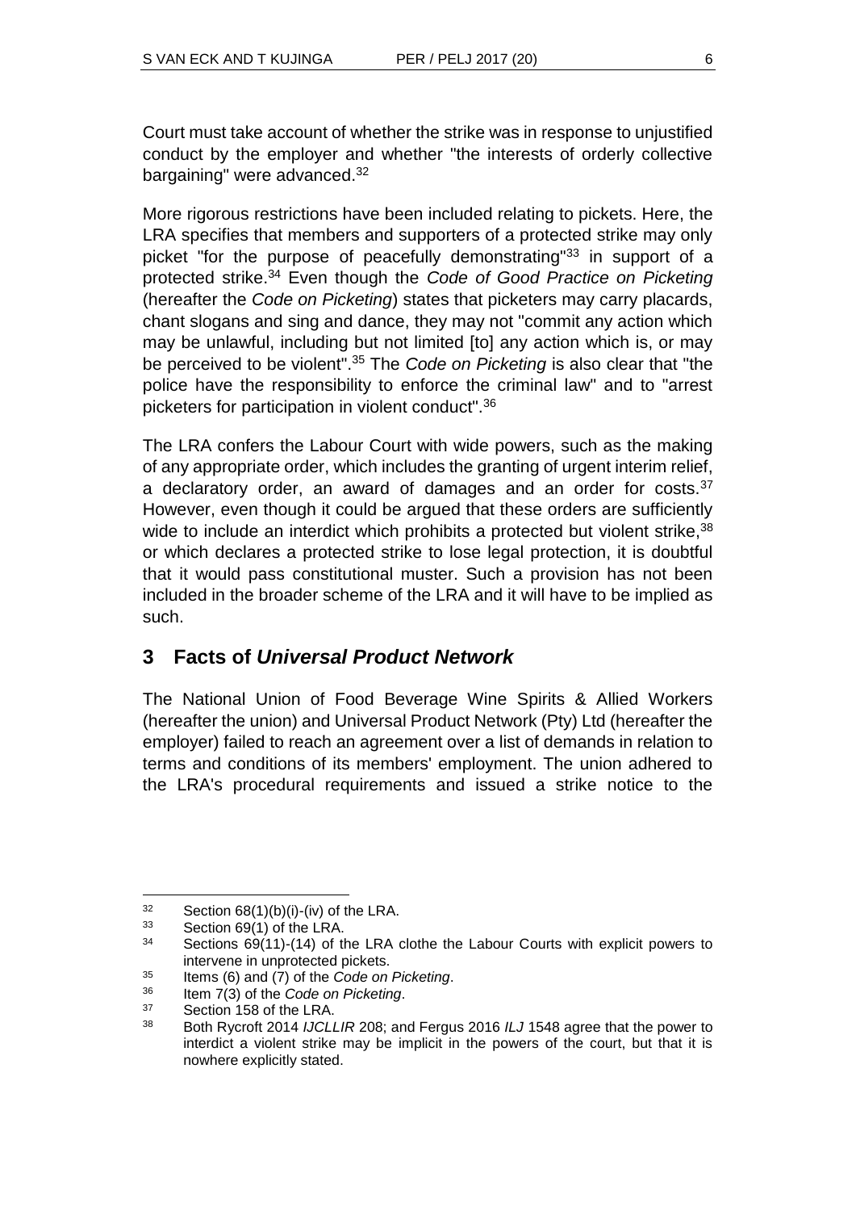Court must take account of whether the strike was in response to unjustified conduct by the employer and whether "the interests of orderly collective bargaining" were advanced.[32]

More rigorous restrictions have been included relating to pickets. Here, the LRA specifies that members and supporters of a protected strike may only picket "for the purpose of peacefully demonstrating"[33] in support of a protected strike.[34] Even though the *Code of Good Practice on Picketing* (hereafter the *Code on Picketing*) states that picketers may carry placards, chant slogans and sing and dance, they may not "commit any action which may be unlawful, including but not limited [to] any action which is, or may be perceived to be violent".[35] The *Code on Picketing* is also clear that "the police have the responsibility to enforce the criminal law" and to "arrest picketers for participation in violent conduct".[36]

The LRA confers the Labour Court with wide powers, such as the making of any appropriate order, which includes the granting of urgent interim relief, a declaratory order, an award of damages and an order for costs.[37] However, even though it could be argued that these orders are sufficiently wide to include an interdict which prohibits a protected but violent strike,[38] or which declares a protected strike to lose legal protection, it is doubtful that it would pass constitutional muster. Such a provision has not been included in the broader scheme of the LRA and it will have to be implied as such.

## 3 Facts of *Universal Product Network*

The National Union of Food Beverage Wine Spirits & Allied Workers (hereafter the union) and Universal Product Network (Pty) Ltd (hereafter the employer) failed to reach an agreement over a list of demands in relation to terms and conditions of its members' employment. The union adhered to the LRA's procedural requirements and issued a strike notice to the

---

[32] Section 68(1)(b)(i)-(iv) of the LRA.

[33] Section 69(1) of the LRA.

[34] Sections 69(11)-(14) of the LRA clothe the Labour Courts with explicit powers to intervene in unprotected pickets.

[35] Items (6) and (7) of the *Code on Picketing*.

[36] Item 7(3) of the *Code on Picketing*.

[37] Section 158 of the LRA.

[38] Both Rycroft 2014 *IJCLLIR* 208; and Fergus 2016 *ILJ* 1548 agree that the power to interdict a violent strike may be implicit in the powers of the court, but that it is nowhere explicitly stated.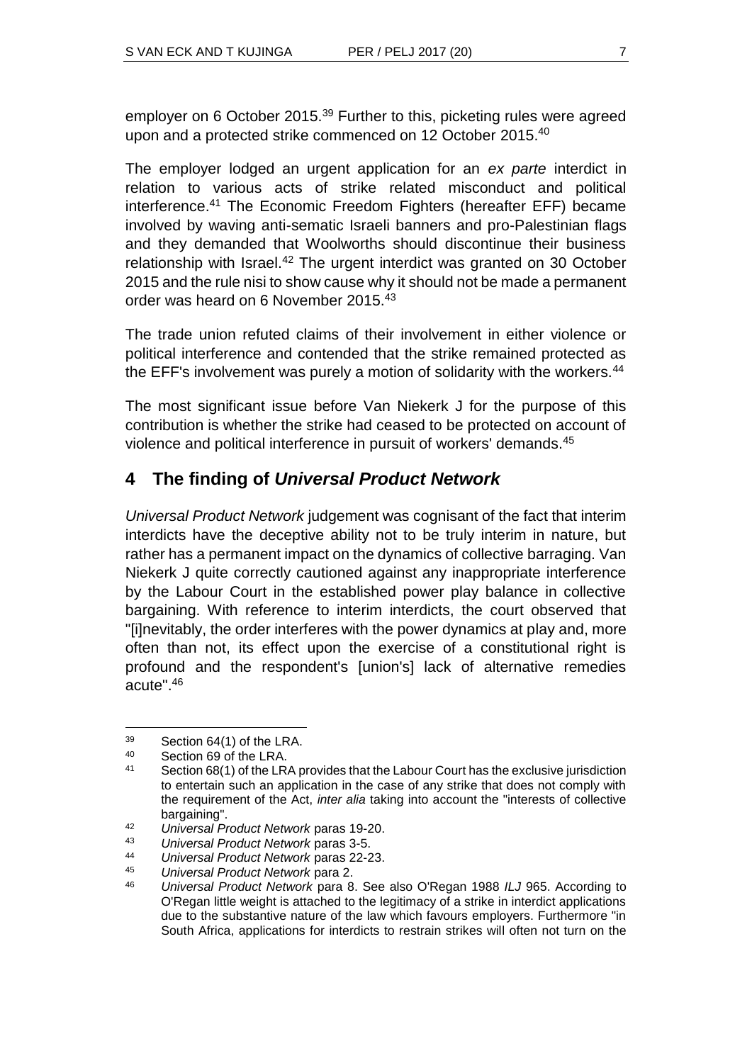employer on 6 October 2015.[39] Further to this, picketing rules were agreed upon and a protected strike commenced on 12 October 2015.[40]

The employer lodged an urgent application for an *ex parte* interdict in relation to various acts of strike related misconduct and political interference.[41] The Economic Freedom Fighters (hereafter EFF) became involved by waving anti-sematic Israeli banners and pro-Palestinian flags and they demanded that Woolworths should discontinue their business relationship with Israel.[42] The urgent interdict was granted on 30 October 2015 and the rule nisi to show cause why it should not be made a permanent order was heard on 6 November 2015.[43]

The trade union refuted claims of their involvement in either violence or political interference and contended that the strike remained protected as the EFF's involvement was purely a motion of solidarity with the workers.[44]

The most significant issue before Van Niekerk J for the purpose of this contribution is whether the strike had ceased to be protected on account of violence and political interference in pursuit of workers' demands.[45]

## 4 The finding of *Universal Product Network*

*Universal Product Network* judgement was cognisant of the fact that interim interdicts have the deceptive ability not to be truly interim in nature, but rather has a permanent impact on the dynamics of collective barraging. Van Niekerk J quite correctly cautioned against any inappropriate interference by the Labour Court in the established power play balance in collective bargaining. With reference to interim interdicts, the court observed that "[i]nevitably, the order interferes with the power dynamics at play and, more often than not, its effect upon the exercise of a constitutional right is profound and the respondent's [union's] lack of alternative remedies acute".[46]

---

[39] Section 64(1) of the LRA.

[40] Section 69 of the LRA.

[41] Section 68(1) of the LRA provides that the Labour Court has the exclusive jurisdiction to entertain such an application in the case of any strike that does not comply with the requirement of the Act, *inter alia* taking into account the "interests of collective bargaining".

[42] *Universal Product Network* paras 19-20.

[43] *Universal Product Network* paras 3-5.

[44] *Universal Product Network* paras 22-23.

[45] *Universal Product Network* para 2.

[46] *Universal Product Network* para 8. See also O'Regan 1988 *ILJ* 965. According to O'Regan little weight is attached to the legitimacy of a strike in interdict applications due to the substantive nature of the law which favours employers. Furthermore "in South Africa, applications for interdicts to restrain strikes will often not turn on the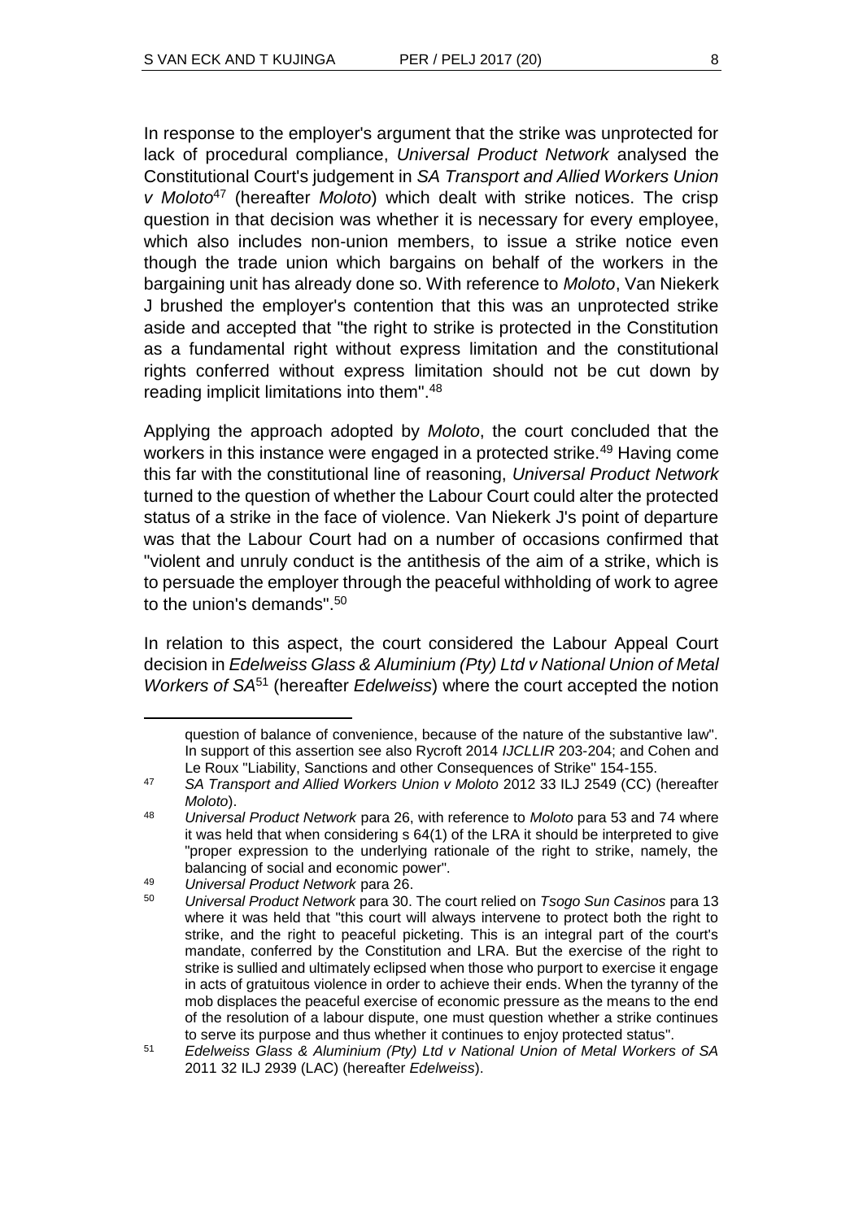In response to the employer's argument that the strike was unprotected for lack of procedural compliance, *Universal Product Network* analysed the Constitutional Court's judgement in *SA Transport and Allied Workers Union v Moloto*[47] (hereafter *Moloto*) which dealt with strike notices. The crisp question in that decision was whether it is necessary for every employee, which also includes non-union members, to issue a strike notice even though the trade union which bargains on behalf of the workers in the bargaining unit has already done so. With reference to *Moloto*, Van Niekerk J brushed the employer's contention that this was an unprotected strike aside and accepted that "the right to strike is protected in the Constitution as a fundamental right without express limitation and the constitutional rights conferred without express limitation should not be cut down by reading implicit limitations into them".[48]

Applying the approach adopted by *Moloto*, the court concluded that the workers in this instance were engaged in a protected strike.[49] Having come this far with the constitutional line of reasoning, *Universal Product Network* turned to the question of whether the Labour Court could alter the protected status of a strike in the face of violence. Van Niekerk J's point of departure was that the Labour Court had on a number of occasions confirmed that "violent and unruly conduct is the antithesis of the aim of a strike, which is to persuade the employer through the peaceful withholding of work to agree to the union's demands".[50]

In relation to this aspect, the court considered the Labour Appeal Court decision in *Edelweiss Glass & Aluminium (Pty) Ltd v National Union of Metal Workers of SA*[51] (hereafter *Edelweiss*) where the court accepted the notion

---

question of balance of convenience, because of the nature of the substantive law". In support of this assertion see also Rycroft 2014 *IJCLLIR* 203-204; and Cohen and Le Roux "Liability, Sanctions and other Consequences of Strike" 154-155.

[47] *SA Transport and Allied Workers Union v Moloto* 2012 33 ILJ 2549 (CC) (hereafter *Moloto*).

[48] *Universal Product Network* para 26, with reference to *Moloto* para 53 and 74 where it was held that when considering s 64(1) of the LRA it should be interpreted to give "proper expression to the underlying rationale of the right to strike, namely, the balancing of social and economic power".

[49] *Universal Product Network* para 26.

[50] *Universal Product Network* para 30. The court relied on *Tsogo Sun Casinos* para 13 where it was held that "this court will always intervene to protect both the right to strike, and the right to peaceful picketing. This is an integral part of the court's mandate, conferred by the Constitution and LRA. But the exercise of the right to strike is sullied and ultimately eclipsed when those who purport to exercise it engage in acts of gratuitous violence in order to achieve their ends. When the tyranny of the mob displaces the peaceful exercise of economic pressure as the means to the end of the resolution of a labour dispute, one must question whether a strike continues to serve its purpose and thus whether it continues to enjoy protected status".

[51] *Edelweiss Glass & Aluminium (Pty) Ltd v National Union of Metal Workers of SA* 2011 32 ILJ 2939 (LAC) (hereafter *Edelweiss*).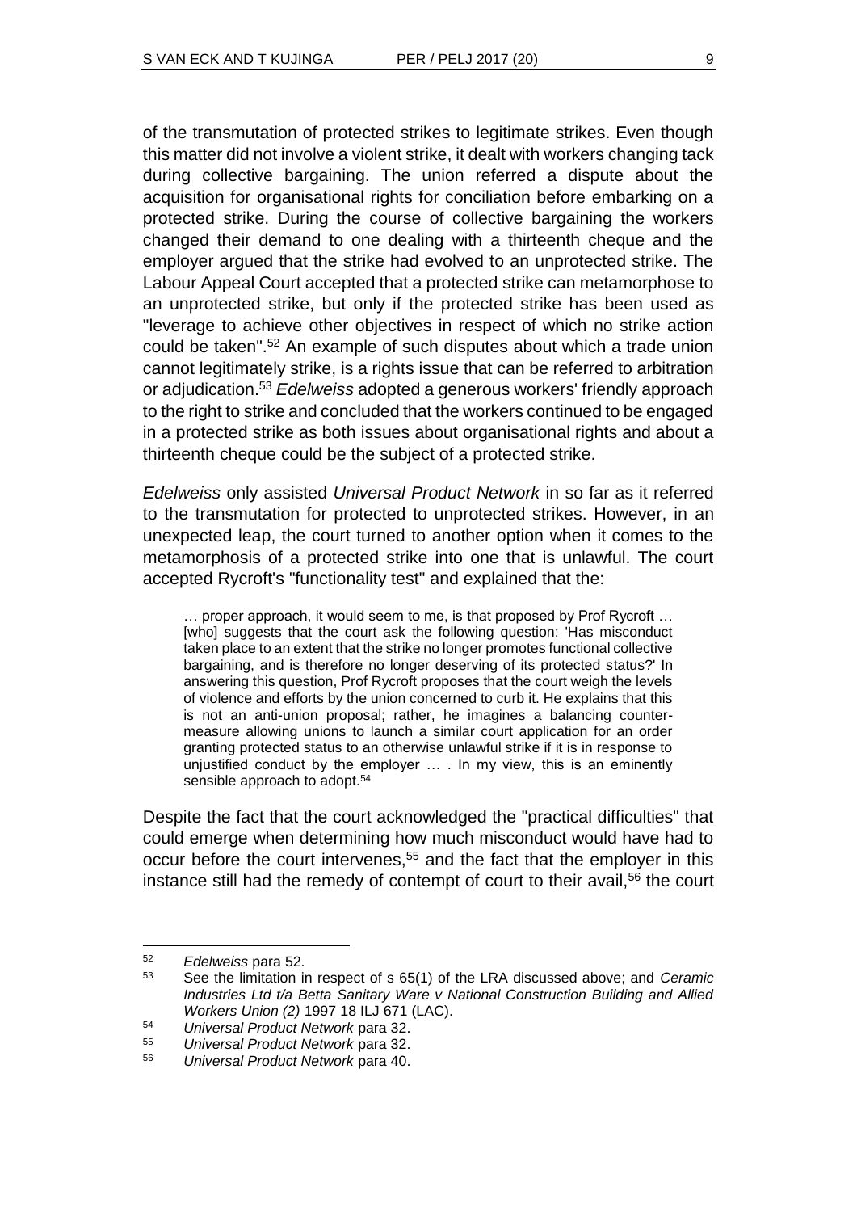of the transmutation of protected strikes to legitimate strikes. Even though this matter did not involve a violent strike, it dealt with workers changing tack during collective bargaining. The union referred a dispute about the acquisition for organisational rights for conciliation before embarking on a protected strike. During the course of collective bargaining the workers changed their demand to one dealing with a thirteenth cheque and the employer argued that the strike had evolved to an unprotected strike. The Labour Appeal Court accepted that a protected strike can metamorphose to an unprotected strike, but only if the protected strike has been used as "leverage to achieve other objectives in respect of which no strike action could be taken".[52] An example of such disputes about which a trade union cannot legitimately strike, is a rights issue that can be referred to arbitration or adjudication.[53] *Edelweiss* adopted a generous workers' friendly approach to the right to strike and concluded that the workers continued to be engaged in a protected strike as both issues about organisational rights and about a thirteenth cheque could be the subject of a protected strike.

*Edelweiss* only assisted *Universal Product Network* in so far as it referred to the transmutation for protected to unprotected strikes. However, in an unexpected leap, the court turned to another option when it comes to the metamorphosis of a protected strike into one that is unlawful. The court accepted Rycroft's "functionality test" and explained that the:

> … proper approach, it would seem to me, is that proposed by Prof Rycroft … [who] suggests that the court ask the following question: 'Has misconduct taken place to an extent that the strike no longer promotes functional collective bargaining, and is therefore no longer deserving of its protected status?' In answering this question, Prof Rycroft proposes that the court weigh the levels of violence and efforts by the union concerned to curb it. He explains that this is not an anti-union proposal; rather, he imagines a balancing counter-measure allowing unions to launch a similar court application for an order granting protected status to an otherwise unlawful strike if it is in response to unjustified conduct by the employer … . In my view, this is an eminently sensible approach to adopt.[54]

Despite the fact that the court acknowledged the "practical difficulties" that could emerge when determining how much misconduct would have had to occur before the court intervenes,[55] and the fact that the employer in this instance still had the remedy of contempt of court to their avail,[56] the court

---

[52] *Edelweiss* para 52.

[53] See the limitation in respect of s 65(1) of the LRA discussed above; and *Ceramic Industries Ltd t/a Betta Sanitary Ware v National Construction Building and Allied Workers Union (2)* 1997 18 ILJ 671 (LAC).

[54] *Universal Product Network* para 32.

[55] *Universal Product Network* para 32.

[56] *Universal Product Network* para 40.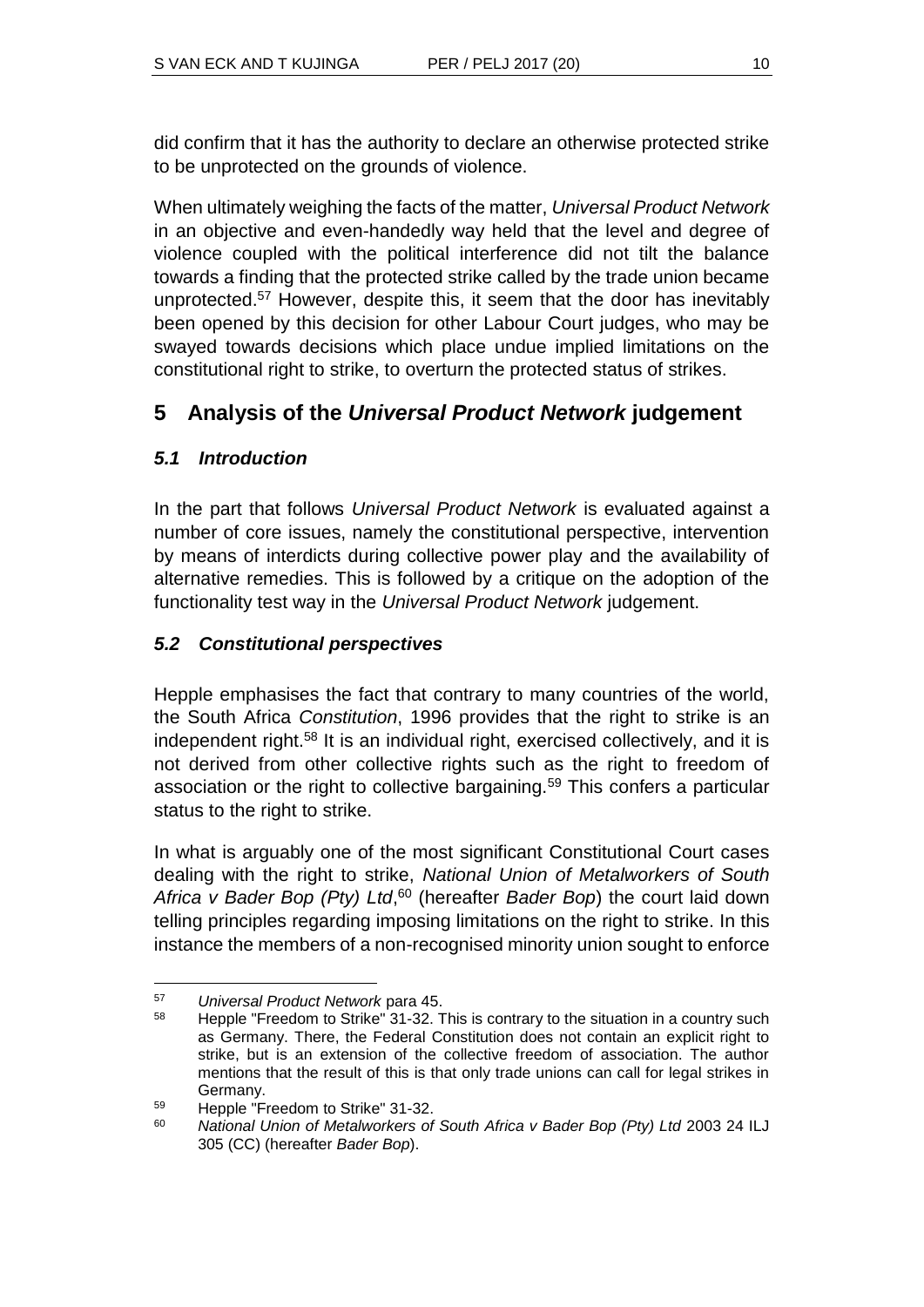did confirm that it has the authority to declare an otherwise protected strike to be unprotected on the grounds of violence.

When ultimately weighing the facts of the matter, *Universal Product Network* in an objective and even-handedly way held that the level and degree of violence coupled with the political interference did not tilt the balance towards a finding that the protected strike called by the trade union became unprotected.[57] However, despite this, it seem that the door has inevitably been opened by this decision for other Labour Court judges, who may be swayed towards decisions which place undue implied limitations on the constitutional right to strike, to overturn the protected status of strikes.

## 5 Analysis of the *Universal Product Network* judgement

### *5.1 Introduction*

In the part that follows *Universal Product Network* is evaluated against a number of core issues, namely the constitutional perspective, intervention by means of interdicts during collective power play and the availability of alternative remedies. This is followed by a critique on the adoption of the functionality test way in the *Universal Product Network* judgement.

### *5.2 Constitutional perspectives*

Hepple emphasises the fact that contrary to many countries of the world, the South Africa *Constitution*, 1996 provides that the right to strike is an independent right.[58] It is an individual right, exercised collectively, and it is not derived from other collective rights such as the right to freedom of association or the right to collective bargaining.[59] This confers a particular status to the right to strike.

In what is arguably one of the most significant Constitutional Court cases dealing with the right to strike, *National Union of Metalworkers of South Africa v Bader Bop (Pty) Ltd*,[60] (hereafter *Bader Bop*) the court laid down telling principles regarding imposing limitations on the right to strike. In this instance the members of a non-recognised minority union sought to enforce

---

[57] *Universal Product Network* para 45.

[58] Hepple "Freedom to Strike" 31-32. This is contrary to the situation in a country such as Germany. There, the Federal Constitution does not contain an explicit right to strike, but is an extension of the collective freedom of association. The author mentions that the result of this is that only trade unions can call for legal strikes in Germany.

[59] Hepple "Freedom to Strike" 31-32.

[60] *National Union of Metalworkers of South Africa v Bader Bop (Pty) Ltd* 2003 24 ILJ 305 (CC) (hereafter *Bader Bop*).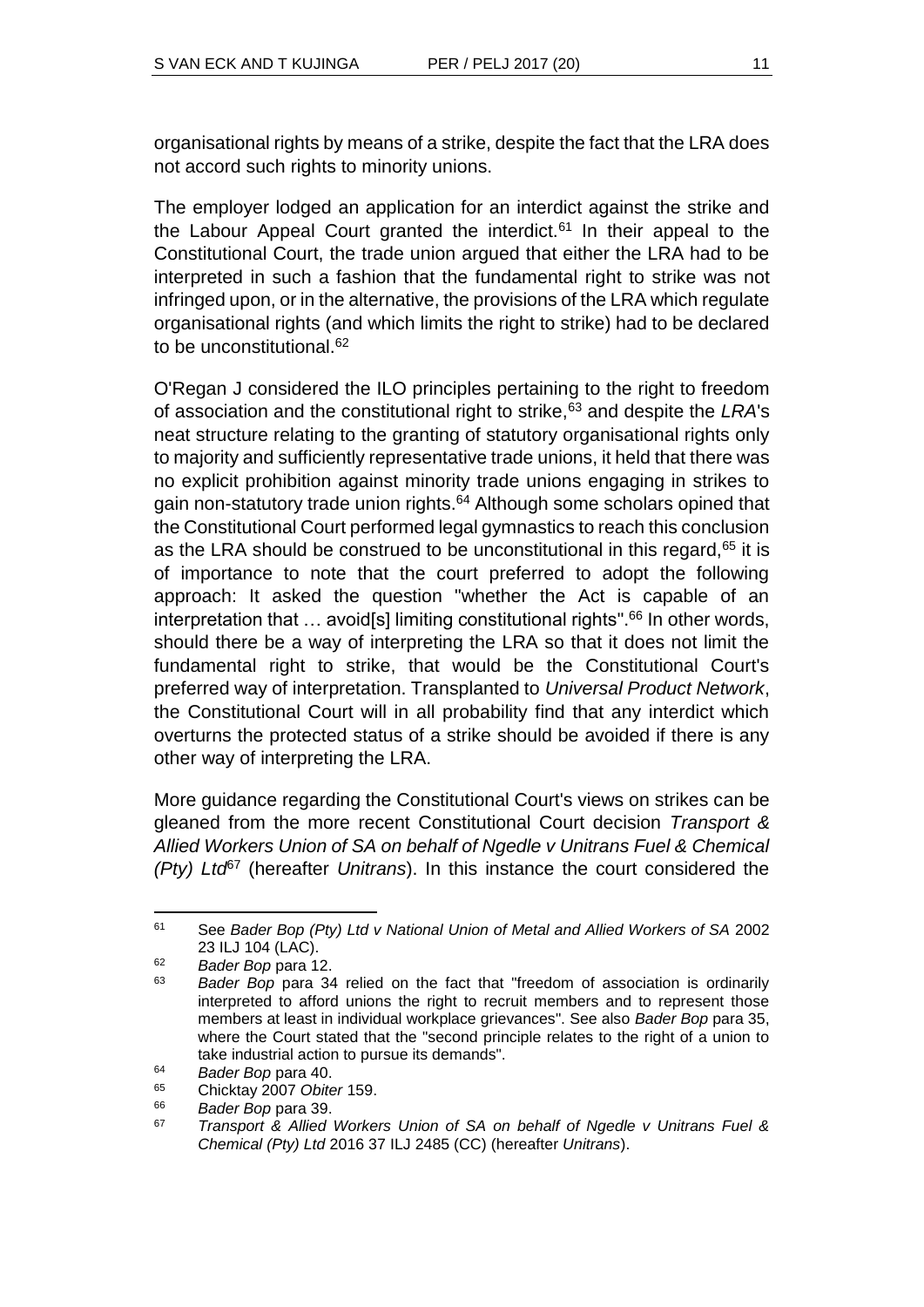organisational rights by means of a strike, despite the fact that the LRA does not accord such rights to minority unions.

The employer lodged an application for an interdict against the strike and the Labour Appeal Court granted the interdict.[61] In their appeal to the Constitutional Court, the trade union argued that either the LRA had to be interpreted in such a fashion that the fundamental right to strike was not infringed upon, or in the alternative, the provisions of the LRA which regulate organisational rights (and which limits the right to strike) had to be declared to be unconstitutional.[62]

O'Regan J considered the ILO principles pertaining to the right to freedom of association and the constitutional right to strike,[63] and despite the *LRA*'s neat structure relating to the granting of statutory organisational rights only to majority and sufficiently representative trade unions, it held that there was no explicit prohibition against minority trade unions engaging in strikes to gain non-statutory trade union rights.[64] Although some scholars opined that the Constitutional Court performed legal gymnastics to reach this conclusion as the LRA should be construed to be unconstitutional in this regard,[65] it is of importance to note that the court preferred to adopt the following approach: It asked the question "whether the Act is capable of an interpretation that … avoid[s] limiting constitutional rights".[66] In other words, should there be a way of interpreting the LRA so that it does not limit the fundamental right to strike, that would be the Constitutional Court's preferred way of interpretation. Transplanted to *Universal Product Network*, the Constitutional Court will in all probability find that any interdict which overturns the protected status of a strike should be avoided if there is any other way of interpreting the LRA.

More guidance regarding the Constitutional Court's views on strikes can be gleaned from the more recent Constitutional Court decision *Transport & Allied Workers Union of SA on behalf of Ngedle v Unitrans Fuel & Chemical (Pty) Ltd*[67] (hereafter *Unitrans*). In this instance the court considered the

---

61 See *Bader Bop (Pty) Ltd v National Union of Metal and Allied Workers of SA* 2002 23 ILJ 104 (LAC).

62 *Bader Bop* para 12.

63 *Bader Bop* para 34 relied on the fact that "freedom of association is ordinarily interpreted to afford unions the right to recruit members and to represent those members at least in individual workplace grievances". See also *Bader Bop* para 35, where the Court stated that the "second principle relates to the right of a union to take industrial action to pursue its demands".

64 *Bader Bop* para 40.

65 Chicktay 2007 *Obiter* 159.

66 *Bader Bop* para 39.

67 *Transport & Allied Workers Union of SA on behalf of Ngedle v Unitrans Fuel & Chemical (Pty) Ltd* 2016 37 ILJ 2485 (CC) (hereafter *Unitrans*).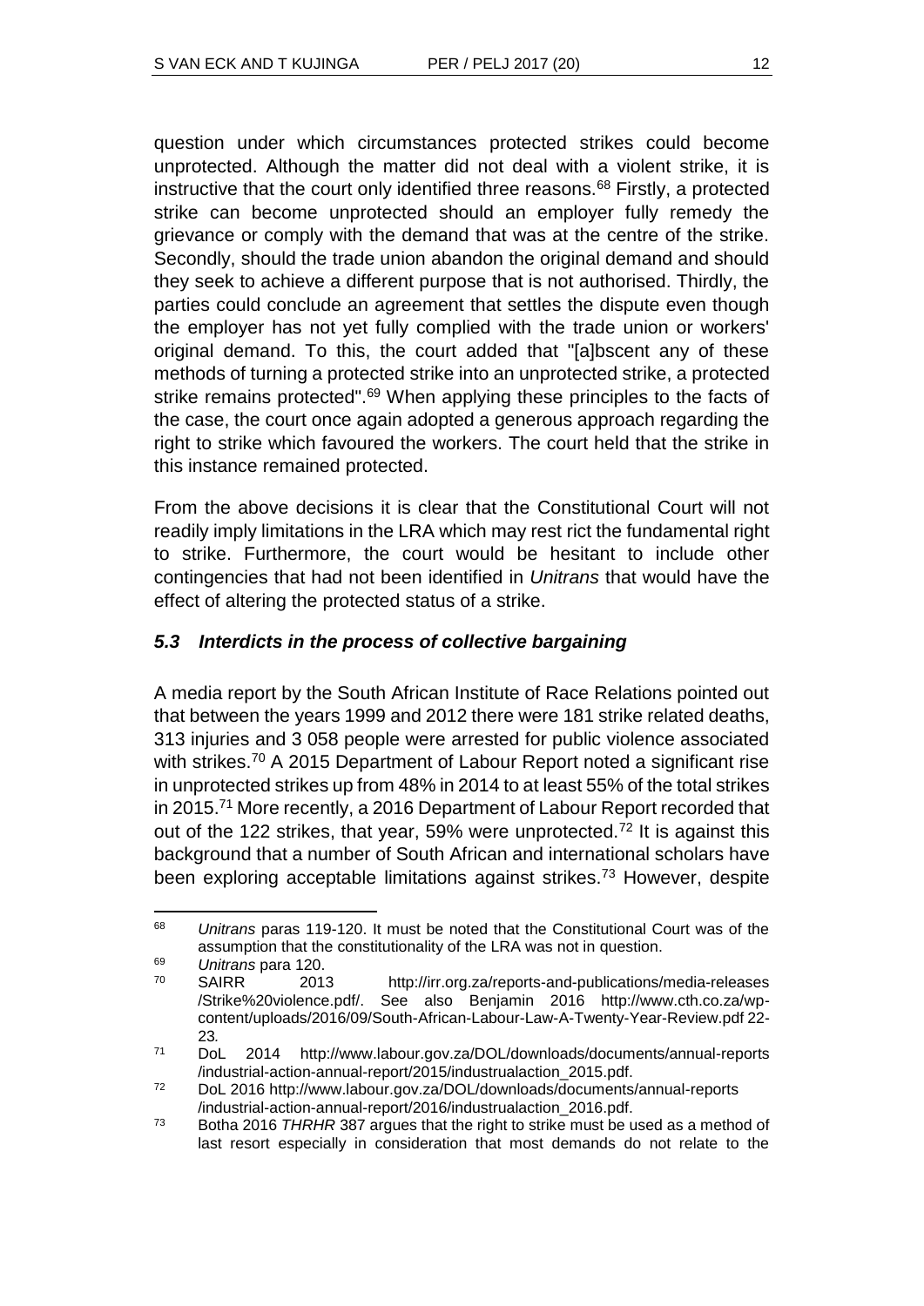question under which circumstances protected strikes could become unprotected. Although the matter did not deal with a violent strike, it is instructive that the court only identified three reasons.[68] Firstly, a protected strike can become unprotected should an employer fully remedy the grievance or comply with the demand that was at the centre of the strike. Secondly, should the trade union abandon the original demand and should they seek to achieve a different purpose that is not authorised. Thirdly, the parties could conclude an agreement that settles the dispute even though the employer has not yet fully complied with the trade union or workers' original demand. To this, the court added that "[a]bscent any of these methods of turning a protected strike into an unprotected strike, a protected strike remains protected".[69] When applying these principles to the facts of the case, the court once again adopted a generous approach regarding the right to strike which favoured the workers. The court held that the strike in this instance remained protected.

From the above decisions it is clear that the Constitutional Court will not readily imply limitations in the LRA which may rest rict the fundamental right to strike. Furthermore, the court would be hesitant to include other contingencies that had not been identified in *Unitrans* that would have the effect of altering the protected status of a strike.

### *5.3 Interdicts in the process of collective bargaining*

A media report by the South African Institute of Race Relations pointed out that between the years 1999 and 2012 there were 181 strike related deaths, 313 injuries and 3 058 people were arrested for public violence associated with strikes.[70] A 2015 Department of Labour Report noted a significant rise in unprotected strikes up from 48% in 2014 to at least 55% of the total strikes in 2015.[71] More recently, a 2016 Department of Labour Report recorded that out of the 122 strikes, that year, 59% were unprotected.[72] It is against this background that a number of South African and international scholars have been exploring acceptable limitations against strikes.[73] However, despite

---

[68] *Unitrans* paras 119-120. It must be noted that the Constitutional Court was of the assumption that the constitutionality of the LRA was not in question.

[69] *Unitrans* para 120.

[70] SAIRR 2013 http://irr.org.za/reports-and-publications/media-releases /Strike%20violence.pdf/. See also Benjamin 2016 http://www.cth.co.za/wp-content/uploads/2016/09/South-African-Labour-Law-A-Twenty-Year-Review.pdf 22-23*.*

[71] DoL 2014 http://www.labour.gov.za/DOL/downloads/documents/annual-reports /industrial-action-annual-report/2015/industrualaction_2015.pdf.

[72] DoL 2016 http://www.labour.gov.za/DOL/downloads/documents/annual-reports /industrial-action-annual-report/2016/industrualaction_2016.pdf.

[73] Botha 2016 *THRHR* 387 argues that the right to strike must be used as a method of last resort especially in consideration that most demands do not relate to the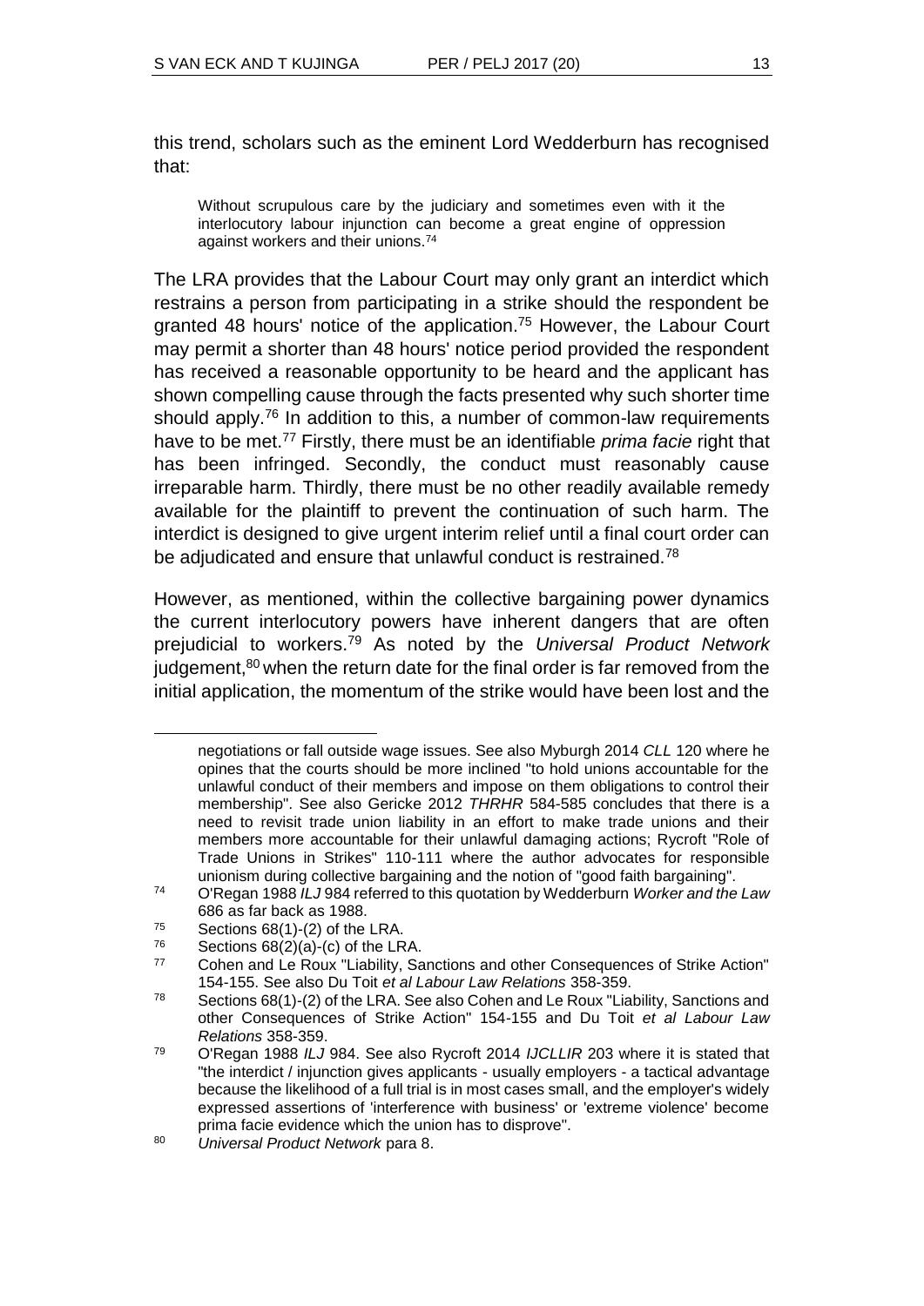this trend, scholars such as the eminent Lord Wedderburn has recognised that:

> Without scrupulous care by the judiciary and sometimes even with it the interlocutory labour injunction can become a great engine of oppression against workers and their unions.[74]

The LRA provides that the Labour Court may only grant an interdict which restrains a person from participating in a strike should the respondent be granted 48 hours' notice of the application.[75] However, the Labour Court may permit a shorter than 48 hours' notice period provided the respondent has received a reasonable opportunity to be heard and the applicant has shown compelling cause through the facts presented why such shorter time should apply.[76] In addition to this, a number of common-law requirements have to be met.[77] Firstly, there must be an identifiable *prima facie* right that has been infringed. Secondly, the conduct must reasonably cause irreparable harm. Thirdly, there must be no other readily available remedy available for the plaintiff to prevent the continuation of such harm. The interdict is designed to give urgent interim relief until a final court order can be adjudicated and ensure that unlawful conduct is restrained.[78]

However, as mentioned, within the collective bargaining power dynamics the current interlocutory powers have inherent dangers that are often prejudicial to workers.[79] As noted by the *Universal Product Network* judgement,[80] when the return date for the final order is far removed from the initial application, the momentum of the strike would have been lost and the

---

negotiations or fall outside wage issues. See also Myburgh 2014 *CLL* 120 where he opines that the courts should be more inclined "to hold unions accountable for the unlawful conduct of their members and impose on them obligations to control their membership". See also Gericke 2012 *THRHR* 584-585 concludes that there is a need to revisit trade union liability in an effort to make trade unions and their members more accountable for their unlawful damaging actions; Rycroft "Role of Trade Unions in Strikes" 110-111 where the author advocates for responsible unionism during collective bargaining and the notion of "good faith bargaining".

[74] O'Regan 1988 *ILJ* 984 referred to this quotation by Wedderburn *Worker and the Law* 686 as far back as 1988.

[75] Sections 68(1)-(2) of the LRA.

[76] Sections 68(2)(a)-(c) of the LRA.

[77] Cohen and Le Roux "Liability, Sanctions and other Consequences of Strike Action" 154-155. See also Du Toit *et al Labour Law Relations* 358-359.

[78] Sections 68(1)-(2) of the LRA. See also Cohen and Le Roux "Liability, Sanctions and other Consequences of Strike Action" 154-155 and Du Toit *et al Labour Law Relations* 358-359.

[79] O'Regan 1988 *ILJ* 984. See also Rycroft 2014 *IJCLLIR* 203 where it is stated that "the interdict / injunction gives applicants - usually employers - a tactical advantage because the likelihood of a full trial is in most cases small, and the employer's widely expressed assertions of 'interference with business' or 'extreme violence' become prima facie evidence which the union has to disprove".

[80] *Universal Product Network* para 8.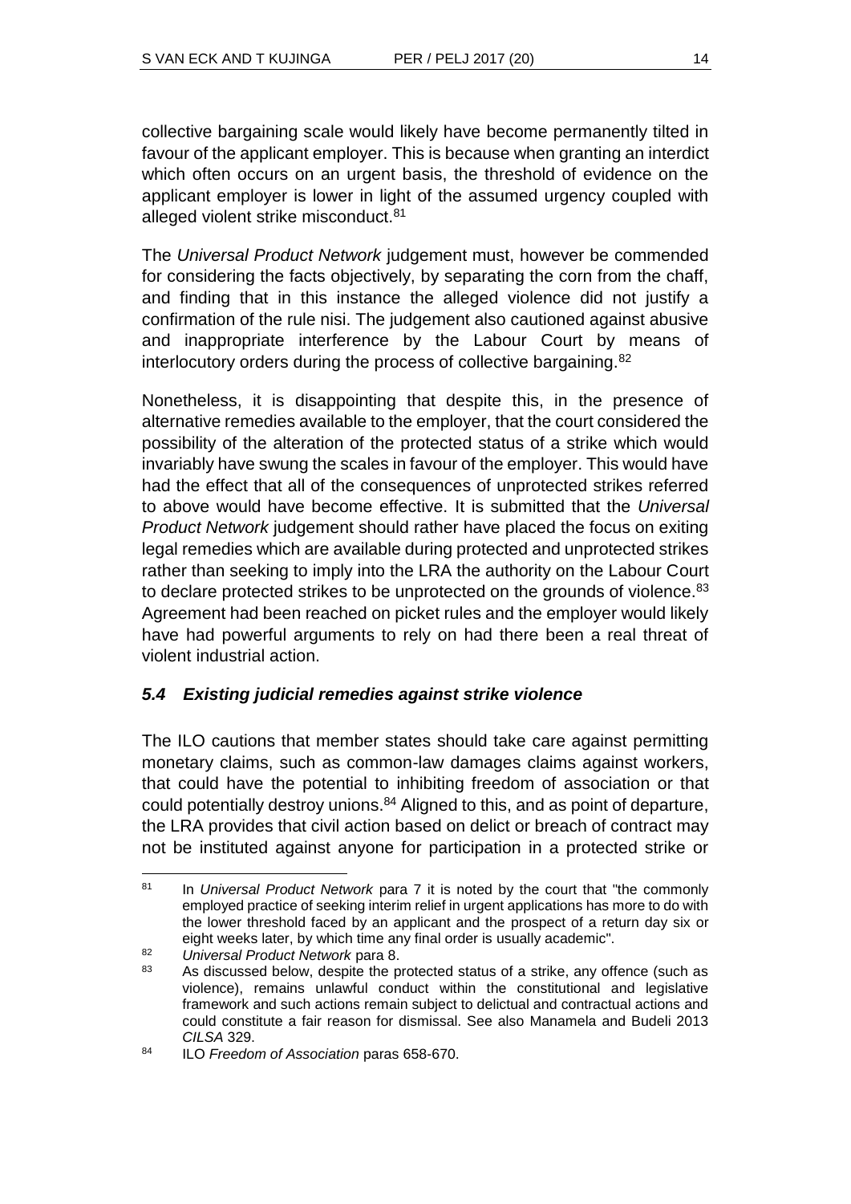collective bargaining scale would likely have become permanently tilted in favour of the applicant employer. This is because when granting an interdict which often occurs on an urgent basis, the threshold of evidence on the applicant employer is lower in light of the assumed urgency coupled with alleged violent strike misconduct.[81]

The *Universal Product Network* judgement must, however be commended for considering the facts objectively, by separating the corn from the chaff, and finding that in this instance the alleged violence did not justify a confirmation of the rule nisi. The judgement also cautioned against abusive and inappropriate interference by the Labour Court by means of interlocutory orders during the process of collective bargaining.[82]

Nonetheless, it is disappointing that despite this, in the presence of alternative remedies available to the employer, that the court considered the possibility of the alteration of the protected status of a strike which would invariably have swung the scales in favour of the employer. This would have had the effect that all of the consequences of unprotected strikes referred to above would have become effective. It is submitted that the *Universal Product Network* judgement should rather have placed the focus on exiting legal remedies which are available during protected and unprotected strikes rather than seeking to imply into the LRA the authority on the Labour Court to declare protected strikes to be unprotected on the grounds of violence.[83] Agreement had been reached on picket rules and the employer would likely have had powerful arguments to rely on had there been a real threat of violent industrial action.

### *5.4 Existing judicial remedies against strike violence*

The ILO cautions that member states should take care against permitting monetary claims, such as common-law damages claims against workers, that could have the potential to inhibiting freedom of association or that could potentially destroy unions.[84] Aligned to this, and as point of departure, the LRA provides that civil action based on delict or breach of contract may not be instituted against anyone for participation in a protected strike or

---

[81] In *Universal Product Network* para 7 it is noted by the court that "the commonly employed practice of seeking interim relief in urgent applications has more to do with the lower threshold faced by an applicant and the prospect of a return day six or eight weeks later, by which time any final order is usually academic".

[82] *Universal Product Network* para 8.

[83] As discussed below, despite the protected status of a strike, any offence (such as violence), remains unlawful conduct within the constitutional and legislative framework and such actions remain subject to delictual and contractual actions and could constitute a fair reason for dismissal. See also Manamela and Budeli 2013 *CILSA* 329.

[84] ILO *Freedom of Association* paras 658-670.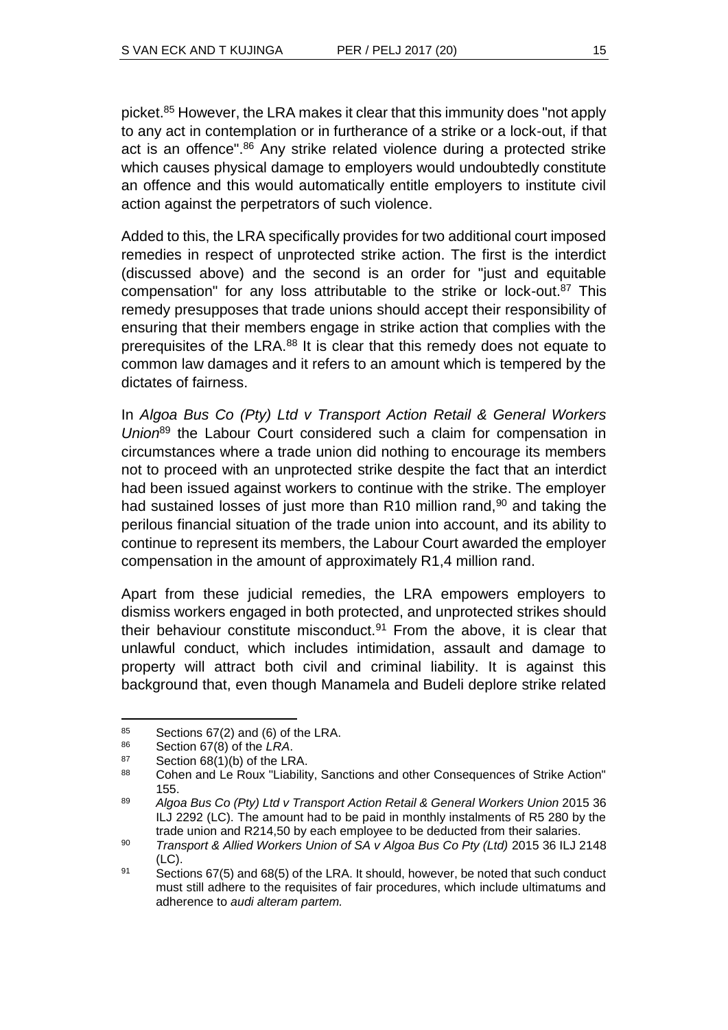picket.[85] However, the LRA makes it clear that this immunity does "not apply to any act in contemplation or in furtherance of a strike or a lock-out, if that act is an offence".[86] Any strike related violence during a protected strike which causes physical damage to employers would undoubtedly constitute an offence and this would automatically entitle employers to institute civil action against the perpetrators of such violence.

Added to this, the LRA specifically provides for two additional court imposed remedies in respect of unprotected strike action. The first is the interdict (discussed above) and the second is an order for "just and equitable compensation" for any loss attributable to the strike or lock-out.[87] This remedy presupposes that trade unions should accept their responsibility of ensuring that their members engage in strike action that complies with the prerequisites of the LRA.[88] It is clear that this remedy does not equate to common law damages and it refers to an amount which is tempered by the dictates of fairness.

In *Algoa Bus Co (Pty) Ltd v Transport Action Retail & General Workers Union*[89] the Labour Court considered such a claim for compensation in circumstances where a trade union did nothing to encourage its members not to proceed with an unprotected strike despite the fact that an interdict had been issued against workers to continue with the strike. The employer had sustained losses of just more than R10 million rand,[90] and taking the perilous financial situation of the trade union into account, and its ability to continue to represent its members, the Labour Court awarded the employer compensation in the amount of approximately R1,4 million rand.

Apart from these judicial remedies, the LRA empowers employers to dismiss workers engaged in both protected, and unprotected strikes should their behaviour constitute misconduct.[91] From the above, it is clear that unlawful conduct, which includes intimidation, assault and damage to property will attract both civil and criminal liability. It is against this background that, even though Manamela and Budeli deplore strike related

---

85 Sections 67(2) and (6) of the LRA.

86 Section 67(8) of the *LRA*.

87 Section 68(1)(b) of the LRA.

88 Cohen and Le Roux "Liability, Sanctions and other Consequences of Strike Action" 155.

89 *Algoa Bus Co (Pty) Ltd v Transport Action Retail & General Workers Union* 2015 36 ILJ 2292 (LC). The amount had to be paid in monthly instalments of R5 280 by the trade union and R214,50 by each employee to be deducted from their salaries.

90 *Transport & Allied Workers Union of SA v Algoa Bus Co Pty (Ltd)* 2015 36 ILJ 2148 (LC).

91 Sections 67(5) and 68(5) of the LRA. It should, however, be noted that such conduct must still adhere to the requisites of fair procedures, which include ultimatums and adherence to *audi alteram partem.*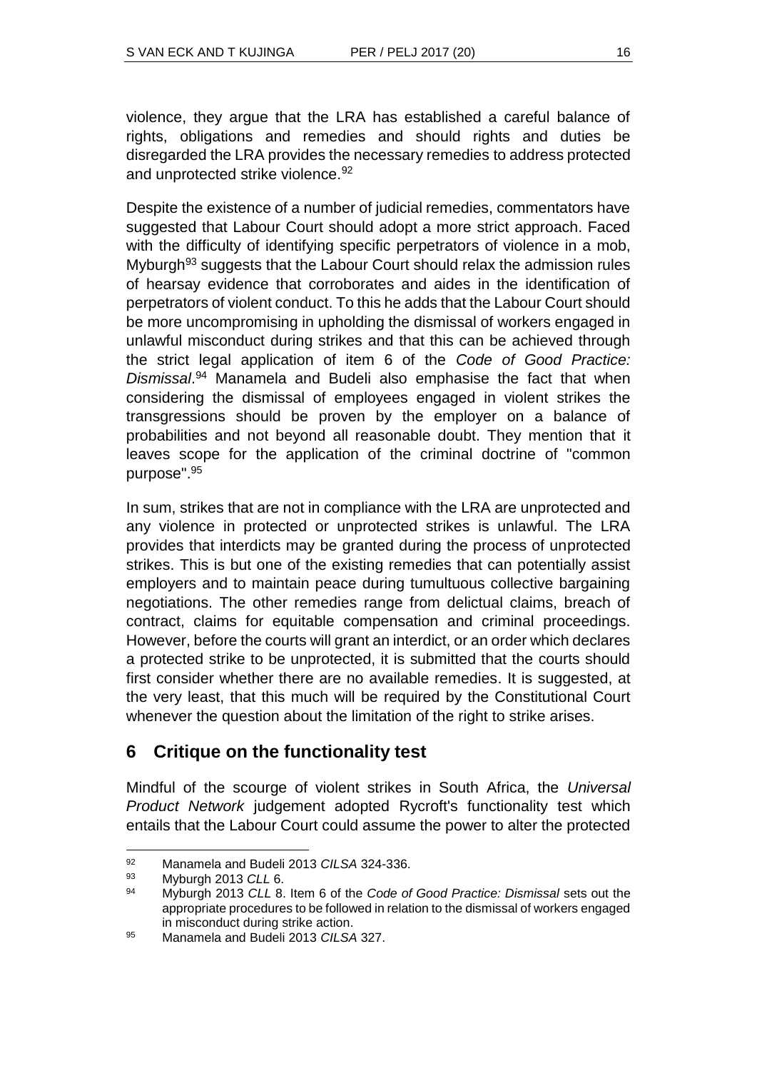violence, they argue that the LRA has established a careful balance of rights, obligations and remedies and should rights and duties be disregarded the LRA provides the necessary remedies to address protected and unprotected strike violence.[92]

Despite the existence of a number of judicial remedies, commentators have suggested that Labour Court should adopt a more strict approach. Faced with the difficulty of identifying specific perpetrators of violence in a mob, Myburgh[93] suggests that the Labour Court should relax the admission rules of hearsay evidence that corroborates and aides in the identification of perpetrators of violent conduct. To this he adds that the Labour Court should be more uncompromising in upholding the dismissal of workers engaged in unlawful misconduct during strikes and that this can be achieved through the strict legal application of item 6 of the *Code of Good Practice: Dismissal*.[94] Manamela and Budeli also emphasise the fact that when considering the dismissal of employees engaged in violent strikes the transgressions should be proven by the employer on a balance of probabilities and not beyond all reasonable doubt. They mention that it leaves scope for the application of the criminal doctrine of "common purpose".[95]

In sum, strikes that are not in compliance with the LRA are unprotected and any violence in protected or unprotected strikes is unlawful. The LRA provides that interdicts may be granted during the process of unprotected strikes. This is but one of the existing remedies that can potentially assist employers and to maintain peace during tumultuous collective bargaining negotiations. The other remedies range from delictual claims, breach of contract, claims for equitable compensation and criminal proceedings. However, before the courts will grant an interdict, or an order which declares a protected strike to be unprotected, it is submitted that the courts should first consider whether there are no available remedies. It is suggested, at the very least, that this much will be required by the Constitutional Court whenever the question about the limitation of the right to strike arises.

## 6 Critique on the functionality test

Mindful of the scourge of violent strikes in South Africa, the *Universal Product Network* judgement adopted Rycroft's functionality test which entails that the Labour Court could assume the power to alter the protected

---

[92] Manamela and Budeli 2013 *CILSA* 324-336.

[93] Myburgh 2013 *CLL* 6.

[94] Myburgh 2013 *CLL* 8. Item 6 of the *Code of Good Practice: Dismissal* sets out the appropriate procedures to be followed in relation to the dismissal of workers engaged in misconduct during strike action.

[95] Manamela and Budeli 2013 *CILSA* 327.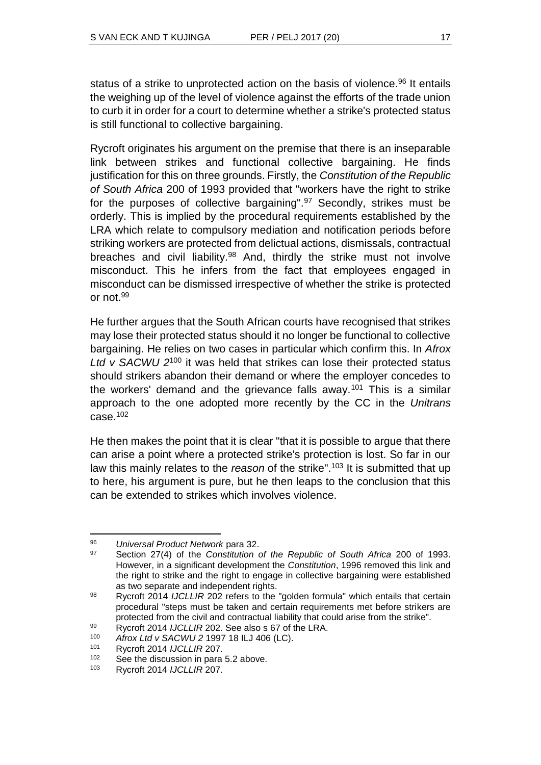status of a strike to unprotected action on the basis of violence.[96] It entails the weighing up of the level of violence against the efforts of the trade union to curb it in order for a court to determine whether a strike's protected status is still functional to collective bargaining.

Rycroft originates his argument on the premise that there is an inseparable link between strikes and functional collective bargaining. He finds justification for this on three grounds. Firstly, the *Constitution of the Republic of South Africa* 200 of 1993 provided that "workers have the right to strike for the purposes of collective bargaining".[97] Secondly, strikes must be orderly. This is implied by the procedural requirements established by the LRA which relate to compulsory mediation and notification periods before striking workers are protected from delictual actions, dismissals, contractual breaches and civil liability.[98] And, thirdly the strike must not involve misconduct. This he infers from the fact that employees engaged in misconduct can be dismissed irrespective of whether the strike is protected or not.[99]

He further argues that the South African courts have recognised that strikes may lose their protected status should it no longer be functional to collective bargaining. He relies on two cases in particular which confirm this. In *Afrox Ltd v SACWU 2*[100] it was held that strikes can lose their protected status should strikers abandon their demand or where the employer concedes to the workers' demand and the grievance falls away.[101] This is a similar approach to the one adopted more recently by the CC in the *Unitrans* case.[102]

He then makes the point that it is clear "that it is possible to argue that there can arise a point where a protected strike's protection is lost. So far in our law this mainly relates to the *reason* of the strike".[103] It is submitted that up to here, his argument is pure, but he then leaps to the conclusion that this can be extended to strikes which involves violence.

---

96 *Universal Product Network* para 32.

97 Section 27(4) of the *Constitution of the Republic of South Africa* 200 of 1993. However, in a significant development the *Constitution*, 1996 removed this link and the right to strike and the right to engage in collective bargaining were established as two separate and independent rights.

98 Rycroft 2014 *IJCLLIR* 202 refers to the "golden formula" which entails that certain procedural "steps must be taken and certain requirements met before strikers are protected from the civil and contractual liability that could arise from the strike".

99 Rycroft 2014 *IJCLLIR* 202. See also s 67 of the LRA.

100 *Afrox Ltd v SACWU 2* 1997 18 ILJ 406 (LC).

101 Rycroft 2014 *IJCLLIR* 207.

102 See the discussion in para 5.2 above.

103 Rycroft 2014 *IJCLLIR* 207.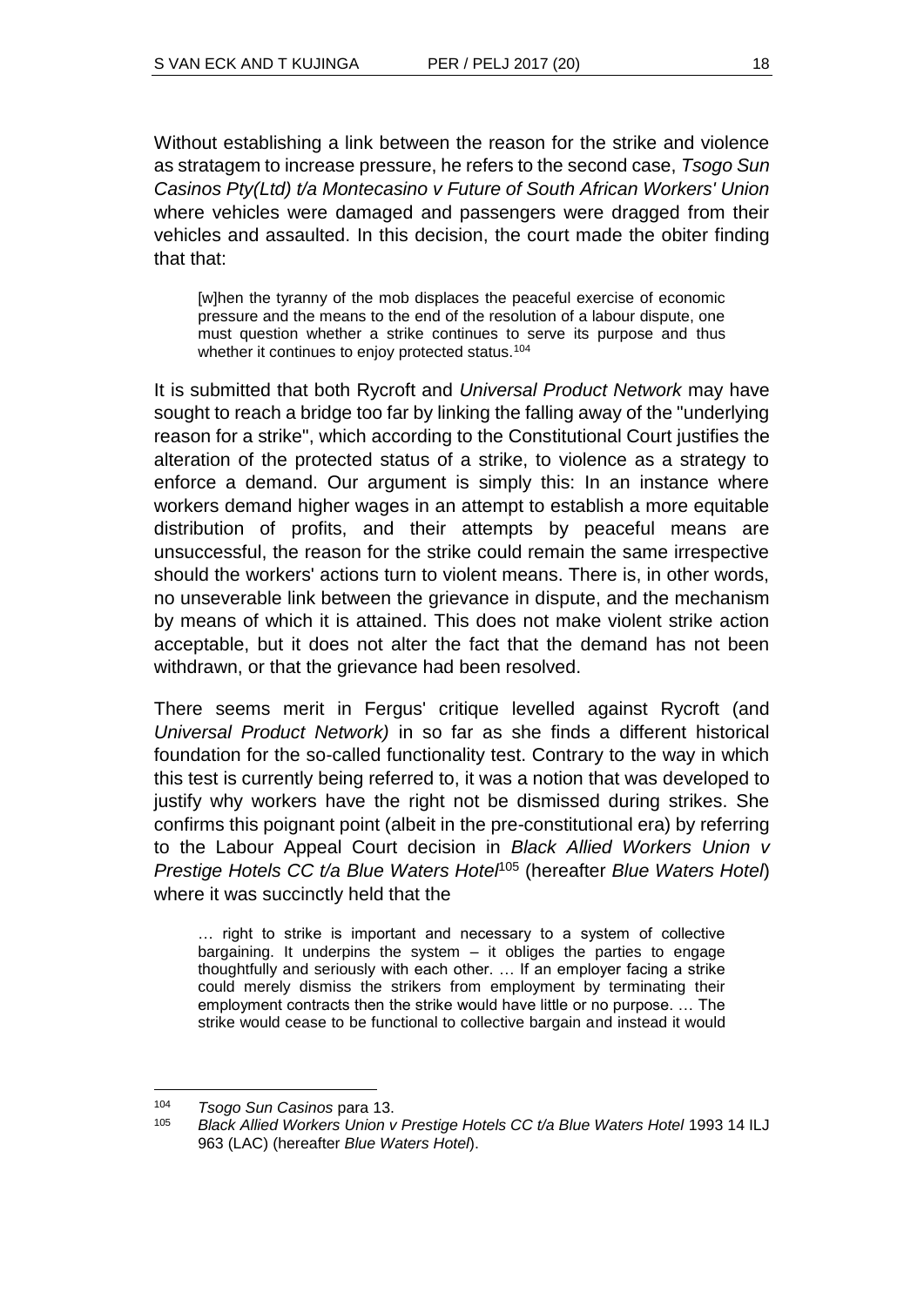Without establishing a link between the reason for the strike and violence as stratagem to increase pressure, he refers to the second case, *Tsogo Sun Casinos Pty(Ltd) t/a Montecasino v Future of South African Workers' Union* where vehicles were damaged and passengers were dragged from their vehicles and assaulted. In this decision, the court made the obiter finding that that:

> [w]hen the tyranny of the mob displaces the peaceful exercise of economic pressure and the means to the end of the resolution of a labour dispute, one must question whether a strike continues to serve its purpose and thus whether it continues to enjoy protected status.[104]

It is submitted that both Rycroft and *Universal Product Network* may have sought to reach a bridge too far by linking the falling away of the "underlying reason for a strike", which according to the Constitutional Court justifies the alteration of the protected status of a strike, to violence as a strategy to enforce a demand. Our argument is simply this: In an instance where workers demand higher wages in an attempt to establish a more equitable distribution of profits, and their attempts by peaceful means are unsuccessful, the reason for the strike could remain the same irrespective should the workers' actions turn to violent means. There is, in other words, no unseverable link between the grievance in dispute, and the mechanism by means of which it is attained. This does not make violent strike action acceptable, but it does not alter the fact that the demand has not been withdrawn, or that the grievance had been resolved.

There seems merit in Fergus' critique levelled against Rycroft (and *Universal Product Network)* in so far as she finds a different historical foundation for the so-called functionality test. Contrary to the way in which this test is currently being referred to, it was a notion that was developed to justify why workers have the right not be dismissed during strikes. She confirms this poignant point (albeit in the pre-constitutional era) by referring to the Labour Appeal Court decision in *Black Allied Workers Union v Prestige Hotels CC t/a Blue Waters Hotel*[105] (hereafter *Blue Waters Hotel*) where it was succinctly held that the

> … right to strike is important and necessary to a system of collective bargaining. It underpins the system – it obliges the parties to engage thoughtfully and seriously with each other. … If an employer facing a strike could merely dismiss the strikers from employment by terminating their employment contracts then the strike would have little or no purpose. … The strike would cease to be functional to collective bargain and instead it would

---

[104] *Tsogo Sun Casinos* para 13.

[105] *Black Allied Workers Union v Prestige Hotels CC t/a Blue Waters Hotel* 1993 14 ILJ 963 (LAC) (hereafter *Blue Waters Hotel*).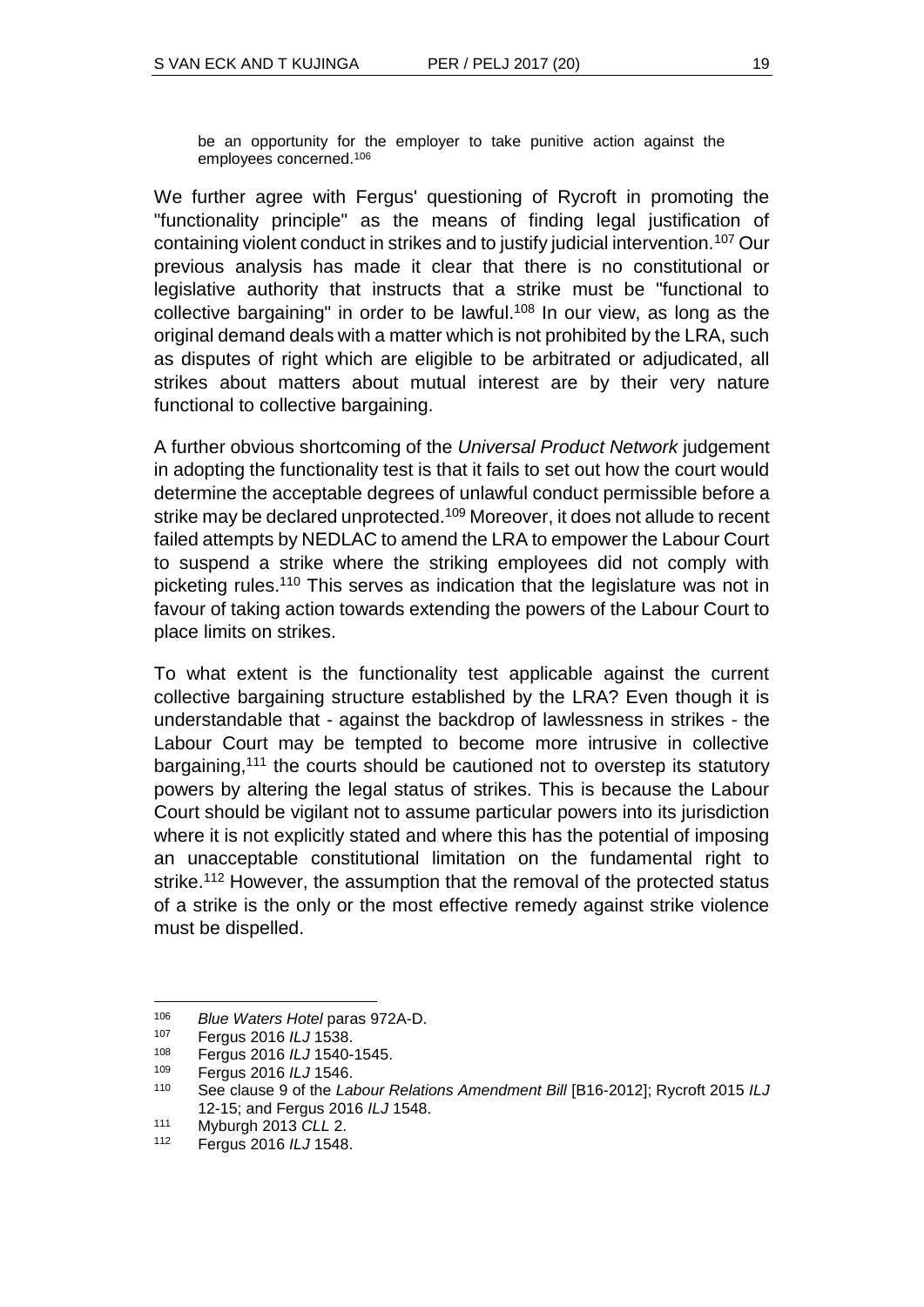> be an opportunity for the employer to take punitive action against the employees concerned.[106]

We further agree with Fergus' questioning of Rycroft in promoting the "functionality principle" as the means of finding legal justification of containing violent conduct in strikes and to justify judicial intervention.[107] Our previous analysis has made it clear that there is no constitutional or legislative authority that instructs that a strike must be "functional to collective bargaining" in order to be lawful.[108] In our view, as long as the original demand deals with a matter which is not prohibited by the LRA, such as disputes of right which are eligible to be arbitrated or adjudicated, all strikes about matters about mutual interest are by their very nature functional to collective bargaining.

A further obvious shortcoming of the *Universal Product Network* judgement in adopting the functionality test is that it fails to set out how the court would determine the acceptable degrees of unlawful conduct permissible before a strike may be declared unprotected.[109] Moreover, it does not allude to recent failed attempts by NEDLAC to amend the LRA to empower the Labour Court to suspend a strike where the striking employees did not comply with picketing rules.[110] This serves as indication that the legislature was not in favour of taking action towards extending the powers of the Labour Court to place limits on strikes.

To what extent is the functionality test applicable against the current collective bargaining structure established by the LRA? Even though it is understandable that - against the backdrop of lawlessness in strikes - the Labour Court may be tempted to become more intrusive in collective bargaining,[111] the courts should be cautioned not to overstep its statutory powers by altering the legal status of strikes. This is because the Labour Court should be vigilant not to assume particular powers into its jurisdiction where it is not explicitly stated and where this has the potential of imposing an unacceptable constitutional limitation on the fundamental right to strike.[112] However, the assumption that the removal of the protected status of a strike is the only or the most effective remedy against strike violence must be dispelled.

---

[106] *Blue Waters Hotel* paras 972A-D.

[107] Fergus 2016 *ILJ* 1538.

[108] Fergus 2016 *ILJ* 1540-1545.

[109] Fergus 2016 *ILJ* 1546.

[110] See clause 9 of the *Labour Relations Amendment Bill* [B16-2012]; Rycroft 2015 *ILJ* 12-15; and Fergus 2016 *ILJ* 1548.

[111] Myburgh 2013 *CLL* 2.

[112] Fergus 2016 *ILJ* 1548.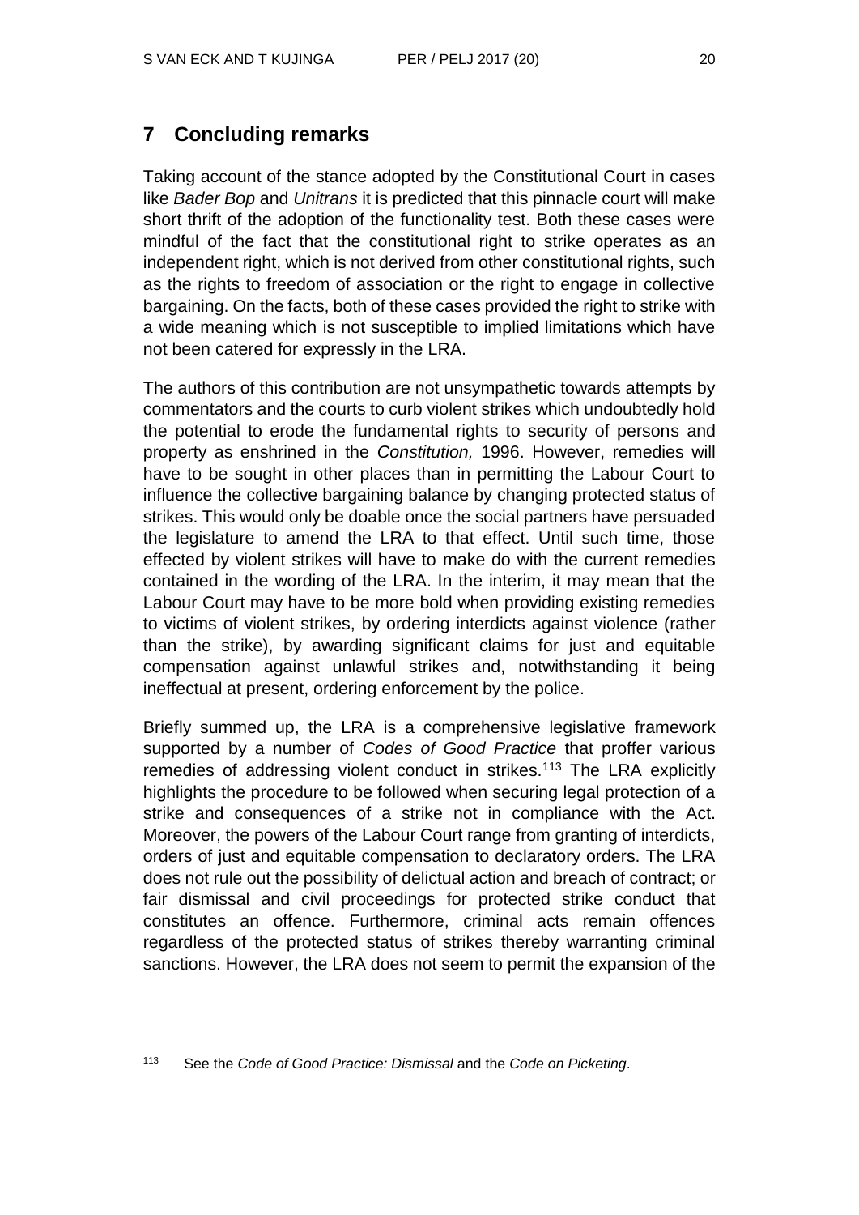## 7 Concluding remarks

Taking account of the stance adopted by the Constitutional Court in cases like *Bader Bop* and *Unitrans* it is predicted that this pinnacle court will make short thrift of the adoption of the functionality test. Both these cases were mindful of the fact that the constitutional right to strike operates as an independent right, which is not derived from other constitutional rights, such as the rights to freedom of association or the right to engage in collective bargaining. On the facts, both of these cases provided the right to strike with a wide meaning which is not susceptible to implied limitations which have not been catered for expressly in the LRA.

The authors of this contribution are not unsympathetic towards attempts by commentators and the courts to curb violent strikes which undoubtedly hold the potential to erode the fundamental rights to security of persons and property as enshrined in the *Constitution,* 1996. However, remedies will have to be sought in other places than in permitting the Labour Court to influence the collective bargaining balance by changing protected status of strikes. This would only be doable once the social partners have persuaded the legislature to amend the LRA to that effect. Until such time, those effected by violent strikes will have to make do with the current remedies contained in the wording of the LRA. In the interim, it may mean that the Labour Court may have to be more bold when providing existing remedies to victims of violent strikes, by ordering interdicts against violence (rather than the strike), by awarding significant claims for just and equitable compensation against unlawful strikes and, notwithstanding it being ineffectual at present, ordering enforcement by the police.

Briefly summed up, the LRA is a comprehensive legislative framework supported by a number of *Codes of Good Practice* that proffer various remedies of addressing violent conduct in strikes.[113] The LRA explicitly highlights the procedure to be followed when securing legal protection of a strike and consequences of a strike not in compliance with the Act. Moreover, the powers of the Labour Court range from granting of interdicts, orders of just and equitable compensation to declaratory orders. The LRA does not rule out the possibility of delictual action and breach of contract; or fair dismissal and civil proceedings for protected strike conduct that constitutes an offence. Furthermore, criminal acts remain offences regardless of the protected status of strikes thereby warranting criminal sanctions. However, the LRA does not seem to permit the expansion of the

---

[113] See the *Code of Good Practice: Dismissal* and the *Code on Picketing*.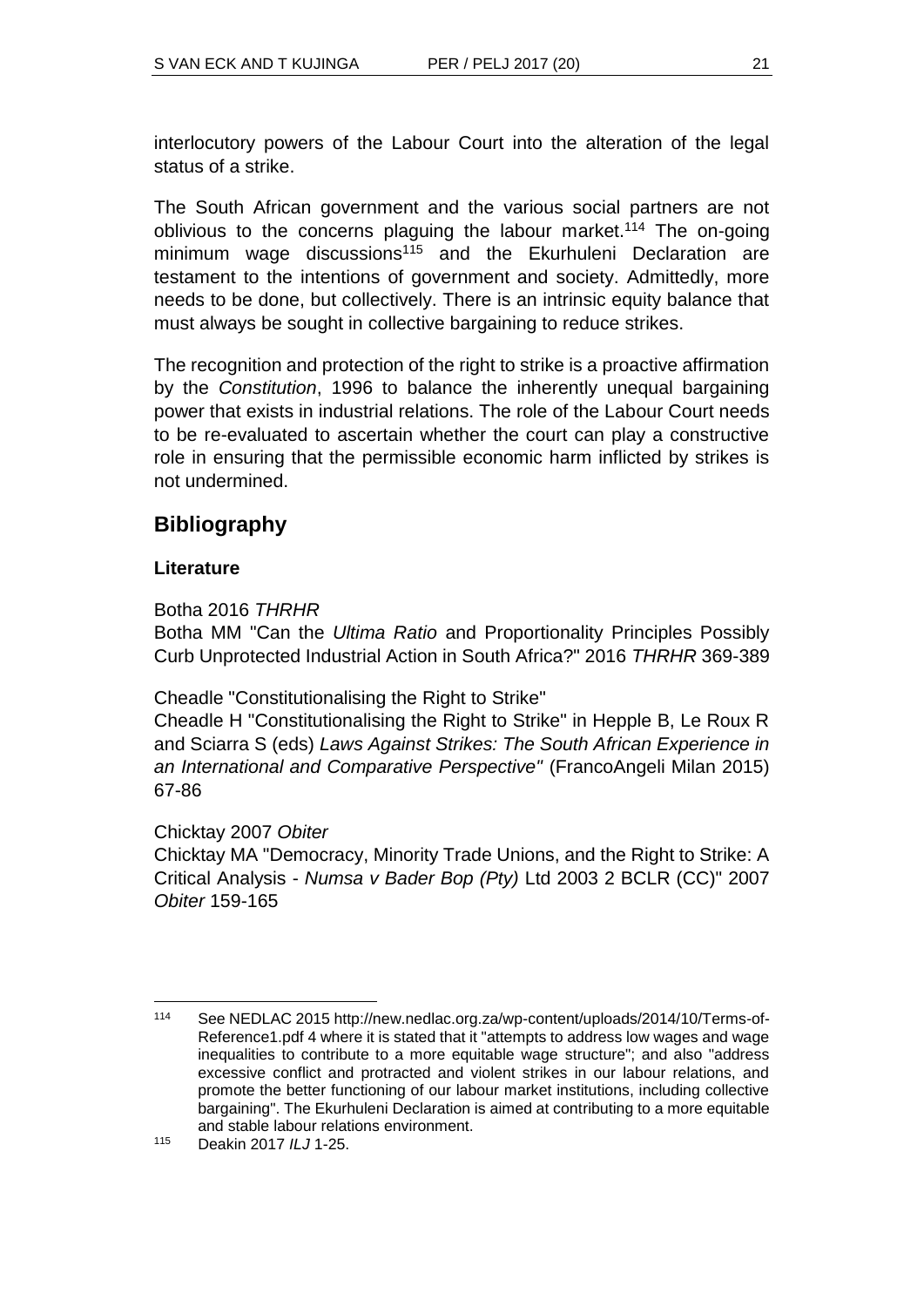interlocutory powers of the Labour Court into the alteration of the legal status of a strike.

The South African government and the various social partners are not oblivious to the concerns plaguing the labour market.[114] The on-going minimum wage discussions[115] and the Ekurhuleni Declaration are testament to the intentions of government and society. Admittedly, more needs to be done, but collectively. There is an intrinsic equity balance that must always be sought in collective bargaining to reduce strikes.

The recognition and protection of the right to strike is a proactive affirmation by the *Constitution*, 1996 to balance the inherently unequal bargaining power that exists in industrial relations. The role of the Labour Court needs to be re-evaluated to ascertain whether the court can play a constructive role in ensuring that the permissible economic harm inflicted by strikes is not undermined.

## Bibliography

### Literature

Botha 2016 *THRHR*
Botha MM "Can the *Ultima Ratio* and Proportionality Principles Possibly Curb Unprotected Industrial Action in South Africa?" 2016 *THRHR* 369-389

Cheadle "Constitutionalising the Right to Strike"
Cheadle H "Constitutionalising the Right to Strike" in Hepple B, Le Roux R and Sciarra S (eds) *Laws Against Strikes: The South African Experience in an International and Comparative Perspective"* (FrancoAngeli Milan 2015) 67-86

Chicktay 2007 *Obiter*
Chicktay MA "Democracy, Minority Trade Unions, and the Right to Strike: A Critical Analysis - *Numsa v Bader Bop (Pty)* Ltd 2003 2 BCLR (CC)" 2007 *Obiter* 159-165

---

[114] See NEDLAC 2015 http://new.nedlac.org.za/wp-content/uploads/2014/10/Terms-of-Reference1.pdf 4 where it is stated that it "attempts to address low wages and wage inequalities to contribute to a more equitable wage structure"; and also "address excessive conflict and protracted and violent strikes in our labour relations, and promote the better functioning of our labour market institutions, including collective bargaining". The Ekurhuleni Declaration is aimed at contributing to a more equitable and stable labour relations environment.

[115] Deakin 2017 *ILJ* 1-25.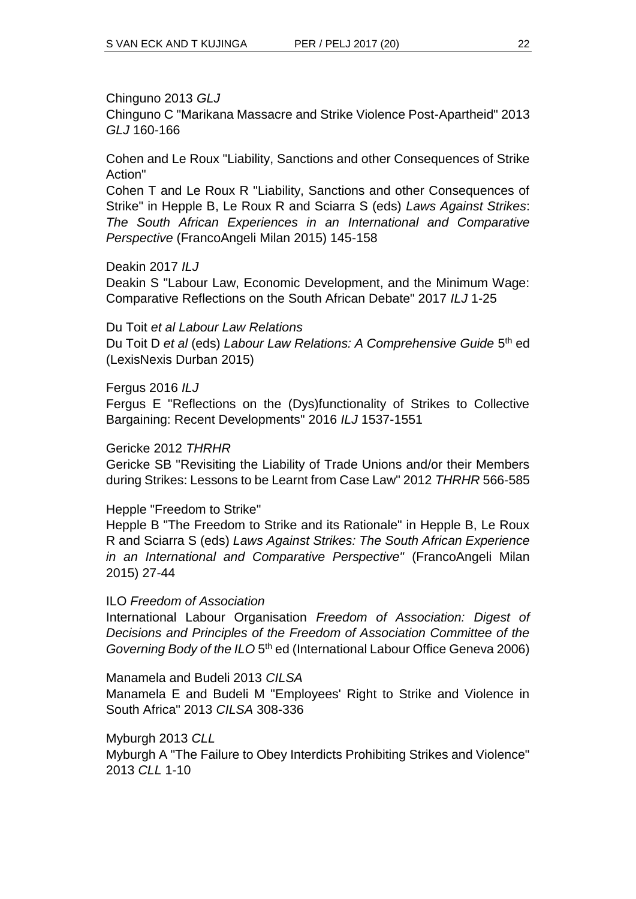Chinguno 2013 *GLJ*

Chinguno C "Marikana Massacre and Strike Violence Post-Apartheid" 2013 *GLJ* 160-166

Cohen and Le Roux "Liability, Sanctions and other Consequences of Strike Action"

Cohen T and Le Roux R "Liability, Sanctions and other Consequences of Strike" in Hepple B, Le Roux R and Sciarra S (eds) *Laws Against Strikes*: *The South African Experiences in an International and Comparative Perspective* (FrancoAngeli Milan 2015) 145-158

Deakin 2017 *ILJ*

Deakin S "Labour Law, Economic Development, and the Minimum Wage: Comparative Reflections on the South African Debate" 2017 *ILJ* 1-25

Du Toit *et al Labour Law Relations*

Du Toit D *et al* (eds) *Labour Law Relations: A Comprehensive Guide* 5th ed (LexisNexis Durban 2015)

Fergus 2016 *ILJ*

Fergus E "Reflections on the (Dys)functionality of Strikes to Collective Bargaining: Recent Developments" 2016 *ILJ* 1537-1551

Gericke 2012 *THRHR*

Gericke SB "Revisiting the Liability of Trade Unions and/or their Members during Strikes: Lessons to be Learnt from Case Law" 2012 *THRHR* 566-585

Hepple "Freedom to Strike"

Hepple B "The Freedom to Strike and its Rationale" in Hepple B, Le Roux R and Sciarra S (eds) *Laws Against Strikes: The South African Experience in an International and Comparative Perspective"* (FrancoAngeli Milan 2015) 27-44

ILO *Freedom of Association*

International Labour Organisation *Freedom of Association: Digest of Decisions and Principles of the Freedom of Association Committee of the Governing Body of the ILO* 5th ed (International Labour Office Geneva 2006)

Manamela and Budeli 2013 *CILSA*

Manamela E and Budeli M "Employees' Right to Strike and Violence in South Africa" 2013 *CILSA* 308-336

Myburgh 2013 *CLL*

Myburgh A "The Failure to Obey Interdicts Prohibiting Strikes and Violence" 2013 *CLL* 1-10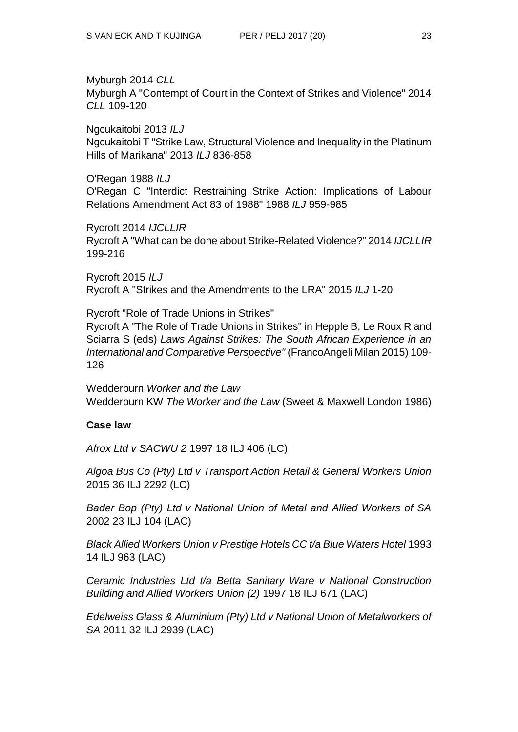Myburgh 2014 *CLL*
Myburgh A "Contempt of Court in the Context of Strikes and Violence" 2014 *CLL* 109-120

Ngcukaitobi 2013 *ILJ*
Ngcukaitobi T "Strike Law, Structural Violence and Inequality in the Platinum Hills of Marikana" 2013 *ILJ* 836-858

O'Regan 1988 *ILJ*
O'Regan C "Interdict Restraining Strike Action: Implications of Labour Relations Amendment Act 83 of 1988" 1988 *ILJ* 959-985

Rycroft 2014 *IJCLLIR*
Rycroft A "What can be done about Strike-Related Violence?" 2014 *IJCLLIR* 199-216

Rycroft 2015 *ILJ*
Rycroft A "Strikes and the Amendments to the LRA" 2015 *ILJ* 1-20

Rycroft "Role of Trade Unions in Strikes"
Rycroft A "The Role of Trade Unions in Strikes" in Hepple B, Le Roux R and Sciarra S (eds) *Laws Against Strikes: The South African Experience in an International and Comparative Perspective"* (FrancoAngeli Milan 2015) 109-126

Wedderburn *Worker and the Law*
Wedderburn KW *The Worker and the Law* (Sweet & Maxwell London 1986)

**Case law**

*Afrox Ltd v SACWU 2* 1997 18 ILJ 406 (LC)

*Algoa Bus Co (Pty) Ltd v Transport Action Retail & General Workers Union* 2015 36 ILJ 2292 (LC)

*Bader Bop (Pty) Ltd v National Union of Metal and Allied Workers of SA* 2002 23 ILJ 104 (LAC)

*Black Allied Workers Union v Prestige Hotels CC t/a Blue Waters Hotel* 1993 14 ILJ 963 (LAC)

*Ceramic Industries Ltd t/a Betta Sanitary Ware v National Construction Building and Allied Workers Union (2)* 1997 18 ILJ 671 (LAC)

*Edelweiss Glass & Aluminium (Pty) Ltd v National Union of Metalworkers of SA* 2011 32 ILJ 2939 (LAC)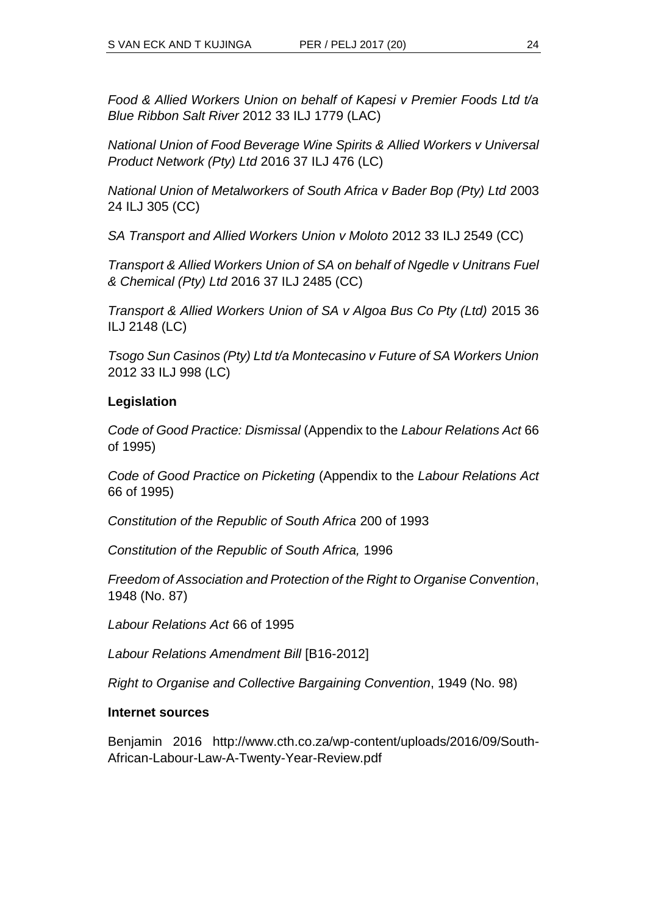*Food & Allied Workers Union on behalf of Kapesi v Premier Foods Ltd t/a Blue Ribbon Salt River* 2012 33 ILJ 1779 (LAC)

*National Union of Food Beverage Wine Spirits & Allied Workers v Universal Product Network (Pty) Ltd* 2016 37 ILJ 476 (LC)

*National Union of Metalworkers of South Africa v Bader Bop (Pty) Ltd* 2003 24 ILJ 305 (CC)

*SA Transport and Allied Workers Union v Moloto* 2012 33 ILJ 2549 (CC)

*Transport & Allied Workers Union of SA on behalf of Ngedle v Unitrans Fuel & Chemical (Pty) Ltd* 2016 37 ILJ 2485 (CC)

*Transport & Allied Workers Union of SA v Algoa Bus Co Pty (Ltd)* 2015 36 ILJ 2148 (LC)

*Tsogo Sun Casinos (Pty) Ltd t/a Montecasino v Future of SA Workers Union* 2012 33 ILJ 998 (LC)

**Legislation**

*Code of Good Practice: Dismissal* (Appendix to the *Labour Relations Act* 66 of 1995)

*Code of Good Practice on Picketing* (Appendix to the *Labour Relations Act* 66 of 1995)

*Constitution of the Republic of South Africa* 200 of 1993

*Constitution of the Republic of South Africa,* 1996

*Freedom of Association and Protection of the Right to Organise Convention*, 1948 (No. 87)

*Labour Relations Act* 66 of 1995

*Labour Relations Amendment Bill* [B16-2012]

*Right to Organise and Collective Bargaining Convention*, 1949 (No. 98)

**Internet sources**

Benjamin 2016 http://www.cth.co.za/wp-content/uploads/2016/09/South-African-Labour-Law-A-Twenty-Year-Review.pdf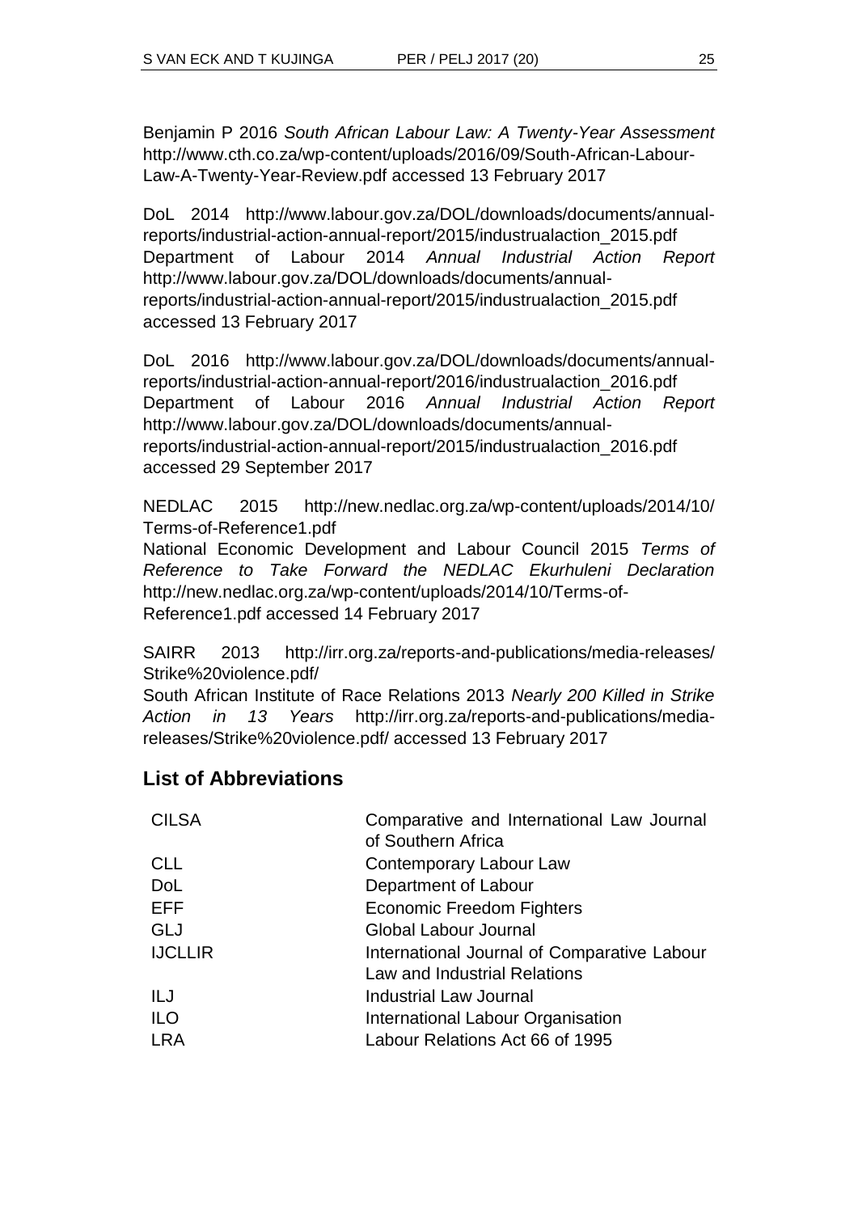Benjamin P 2016 *South African Labour Law: A Twenty-Year Assessment* http://www.cth.co.za/wp-content/uploads/2016/09/South-African-Labour-Law-A-Twenty-Year-Review.pdf accessed 13 February 2017

DoL 2014 http://www.labour.gov.za/DOL/downloads/documents/annual-reports/industrial-action-annual-report/2015/industrualaction_2015.pdf
Department of Labour 2014 *Annual Industrial Action Report* http://www.labour.gov.za/DOL/downloads/documents/annual-reports/industrial-action-annual-report/2015/industrualaction_2015.pdf accessed 13 February 2017

DoL 2016 http://www.labour.gov.za/DOL/downloads/documents/annual-reports/industrial-action-annual-report/2016/industrualaction_2016.pdf
Department of Labour 2016 *Annual Industrial Action Report* http://www.labour.gov.za/DOL/downloads/documents/annual-reports/industrial-action-annual-report/2015/industrualaction_2016.pdf accessed 29 September 2017

NEDLAC 2015 http://new.nedlac.org.za/wp-content/uploads/2014/10/Terms-of-Reference1.pdf
National Economic Development and Labour Council 2015 *Terms of Reference to Take Forward the NEDLAC Ekurhuleni Declaration* http://new.nedlac.org.za/wp-content/uploads/2014/10/Terms-of-Reference1.pdf accessed 14 February 2017

SAIRR 2013 http://irr.org.za/reports-and-publications/media-releases/Strike%20violence.pdf/
South African Institute of Race Relations 2013 *Nearly 200 Killed in Strike Action in 13 Years* http://irr.org.za/reports-and-publications/media-releases/Strike%20violence.pdf/ accessed 13 February 2017

## List of Abbreviations

| | |
|---|---|
| CILSA | Comparative and International Law Journal of Southern Africa |
| CLL | Contemporary Labour Law |
| DoL | Department of Labour |
| EFF | Economic Freedom Fighters |
| GLJ | Global Labour Journal |
| IJCLLIR | International Journal of Comparative Labour Law and Industrial Relations |
| ILJ | Industrial Law Journal |
| ILO | International Labour Organisation |
| LRA | Labour Relations Act 66 of 1995 |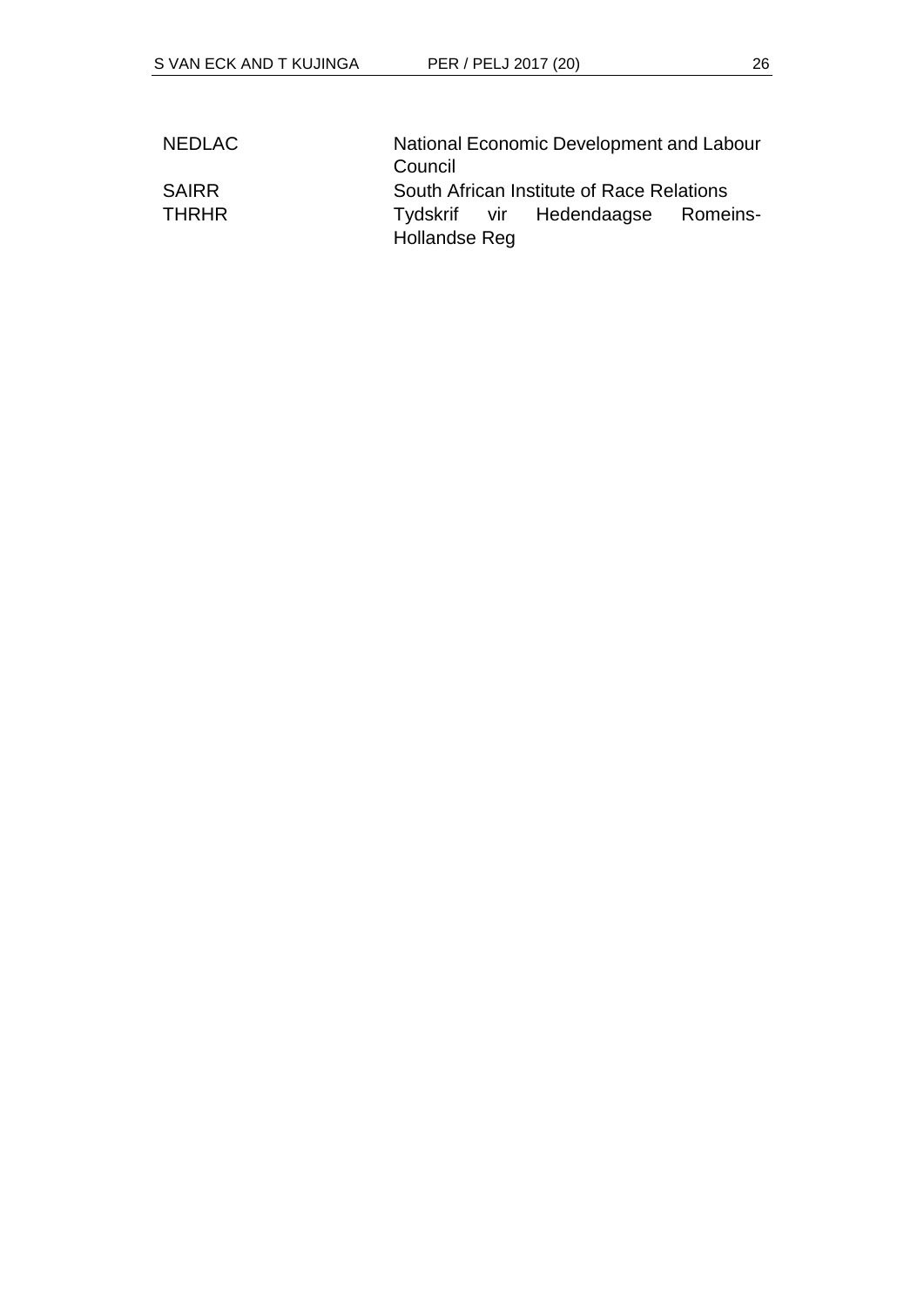| | |
|---|---|
| NEDLAC | National Economic Development and Labour Council |
| SAIRR | South African Institute of Race Relations |
| THRHR | Tydskrif vir Hedendaagse Romeins-Hollandse Reg |